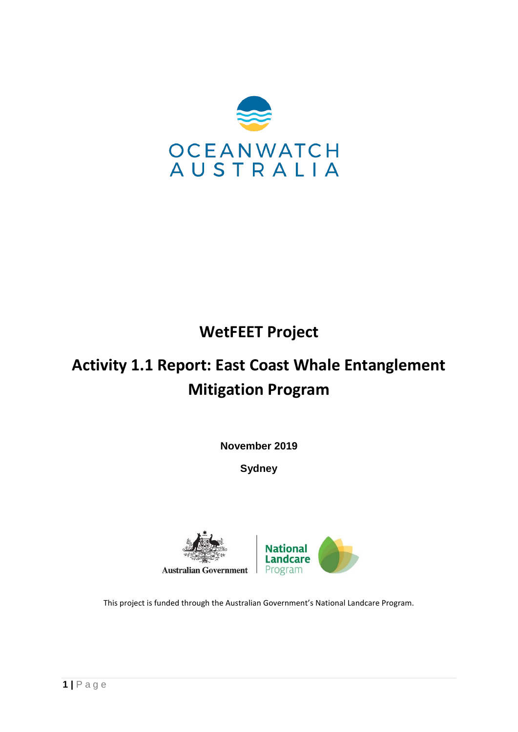OCEANWATCH AUSTRALIA

# WetFEET Project

# Activity 1.1 Report: East Coast Whale Entanglement Mitigation Program

**November 2019**

**Sydney**

Australian Government | National Landcare Program

This project is funded through the Australian Government's National Landcare Program.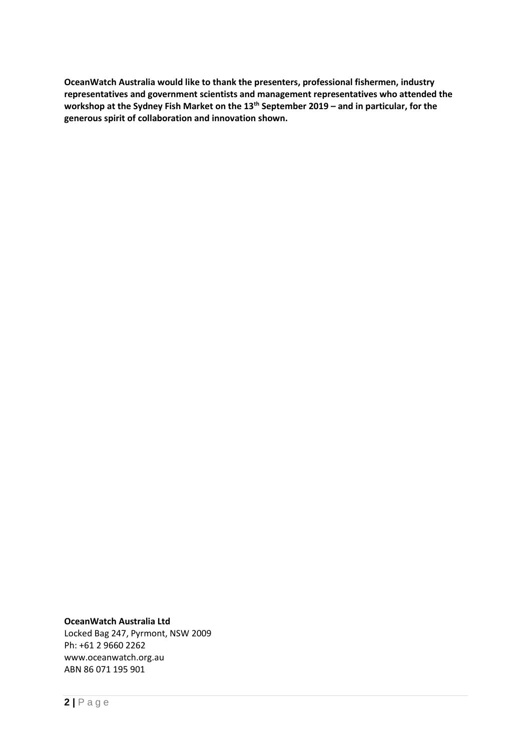**OceanWatch Australia would like to thank the presenters, professional fishermen, industry representatives and government scientists and management representatives who attended the workshop at the Sydney Fish Market on the 13th September 2019 – and in particular, for the generous spirit of collaboration and innovation shown.**

**OceanWatch Australia Ltd**
Locked Bag 247, Pyrmont, NSW 2009
Ph: +61 2 9660 2262
www.oceanwatch.org.au
ABN 86 071 195 901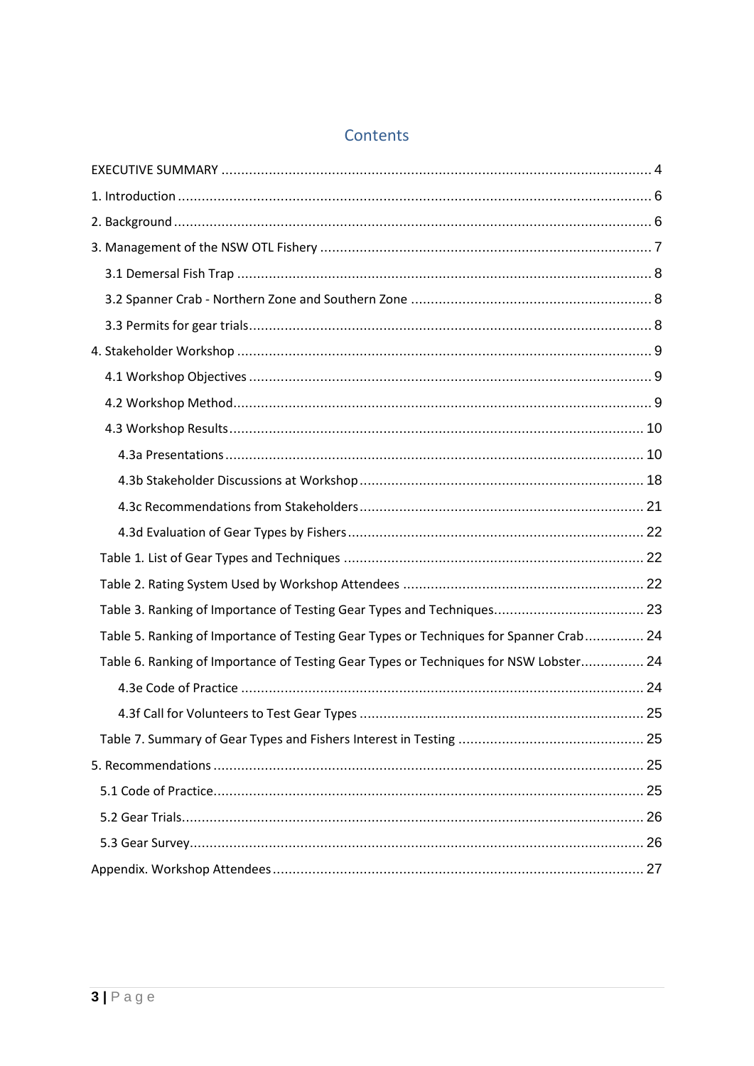## Contents

EXECUTIVE SUMMARY ........................................................................................................ 4

1. Introduction ........................................................................................................ 6

2. Background ........................................................................................................ 6

3. Management of the NSW OTL Fishery ................................................................................... 7

   3.1 Demersal Fish Trap ........................................................................................................ 8

   3.2 Spanner Crab - Northern Zone and Southern Zone ............................................................ 8

   3.3 Permits for gear trials ........................................................................................................ 8

4. Stakeholder Workshop ........................................................................................................ 9

   4.1 Workshop Objectives ........................................................................................................ 9

   4.2 Workshop Method ........................................................................................................ 9

   4.3 Workshop Results ........................................................................................................ 10

      4.3a Presentations ........................................................................................................ 10

      4.3b Stakeholder Discussions at Workshop ........................................................................ 18

      4.3c Recommendations from Stakeholders ........................................................................ 21

      4.3d Evaluation of Gear Types by Fishers ........................................................................ 22

   Table 1. List of Gear Types and Techniques ........................................................................ 22

   Table 2. Rating System Used by Workshop Attendees ........................................................ 22

   Table 3. Ranking of Importance of Testing Gear Types and Techniques ................................ 23

   Table 5. Ranking of Importance of Testing Gear Types or Techniques for Spanner Crab ............... 24

   Table 6. Ranking of Importance of Testing Gear Types or Techniques for NSW Lobster ................ 24

      4.3e Code of Practice ........................................................................................................ 24

      4.3f Call for Volunteers to Test Gear Types ........................................................................ 25

   Table 7. Summary of Gear Types and Fishers Interest in Testing ........................................ 25

5. Recommendations ........................................................................................................ 25

   5.1 Code of Practice ........................................................................................................ 25

   5.2 Gear Trials ........................................................................................................ 26

   5.3 Gear Survey ........................................................................................................ 26

Appendix. Workshop Attendees ........................................................................................................ 27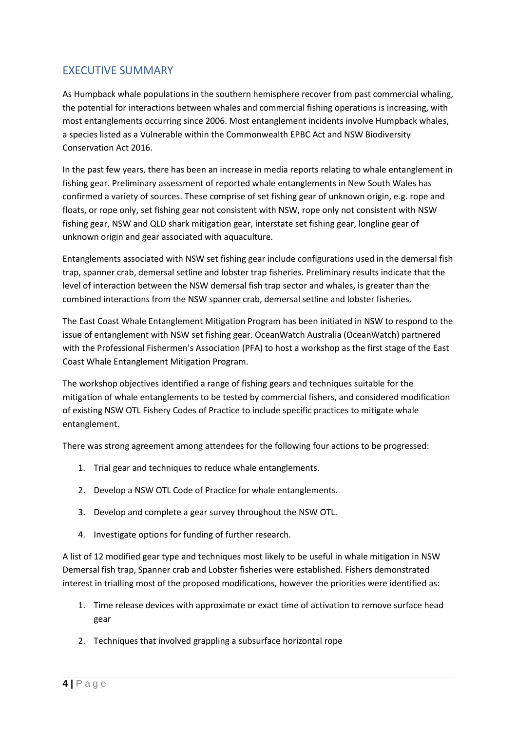## EXECUTIVE SUMMARY

As Humpback whale populations in the southern hemisphere recover from past commercial whaling, the potential for interactions between whales and commercial fishing operations is increasing, with most entanglements occurring since 2006. Most entanglement incidents involve Humpback whales, a species listed as a Vulnerable within the Commonwealth EPBC Act and NSW Biodiversity Conservation Act 2016.

In the past few years, there has been an increase in media reports relating to whale entanglement in fishing gear. Preliminary assessment of reported whale entanglements in New South Wales has confirmed a variety of sources. These comprise of set fishing gear of unknown origin, e.g. rope and floats, or rope only, set fishing gear not consistent with NSW, rope only not consistent with NSW fishing gear, NSW and QLD shark mitigation gear, interstate set fishing gear, longline gear of unknown origin and gear associated with aquaculture.

Entanglements associated with NSW set fishing gear include configurations used in the demersal fish trap, spanner crab, demersal setline and lobster trap fisheries. Preliminary results indicate that the level of interaction between the NSW demersal fish trap sector and whales, is greater than the combined interactions from the NSW spanner crab, demersal setline and lobster fisheries.

The East Coast Whale Entanglement Mitigation Program has been initiated in NSW to respond to the issue of entanglement with NSW set fishing gear. OceanWatch Australia (OceanWatch) partnered with the Professional Fishermen's Association (PFA) to host a workshop as the first stage of the East Coast Whale Entanglement Mitigation Program.

The workshop objectives identified a range of fishing gears and techniques suitable for the mitigation of whale entanglements to be tested by commercial fishers, and considered modification of existing NSW OTL Fishery Codes of Practice to include specific practices to mitigate whale entanglement.

There was strong agreement among attendees for the following four actions to be progressed:

1. Trial gear and techniques to reduce whale entanglements.
2. Develop a NSW OTL Code of Practice for whale entanglements.
3. Develop and complete a gear survey throughout the NSW OTL.
4. Investigate options for funding of further research.

A list of 12 modified gear type and techniques most likely to be useful in whale mitigation in NSW Demersal fish trap, Spanner crab and Lobster fisheries were established. Fishers demonstrated interest in trialling most of the proposed modifications, however the priorities were identified as:

1. Time release devices with approximate or exact time of activation to remove surface head gear
2. Techniques that involved grappling a subsurface horizontal rope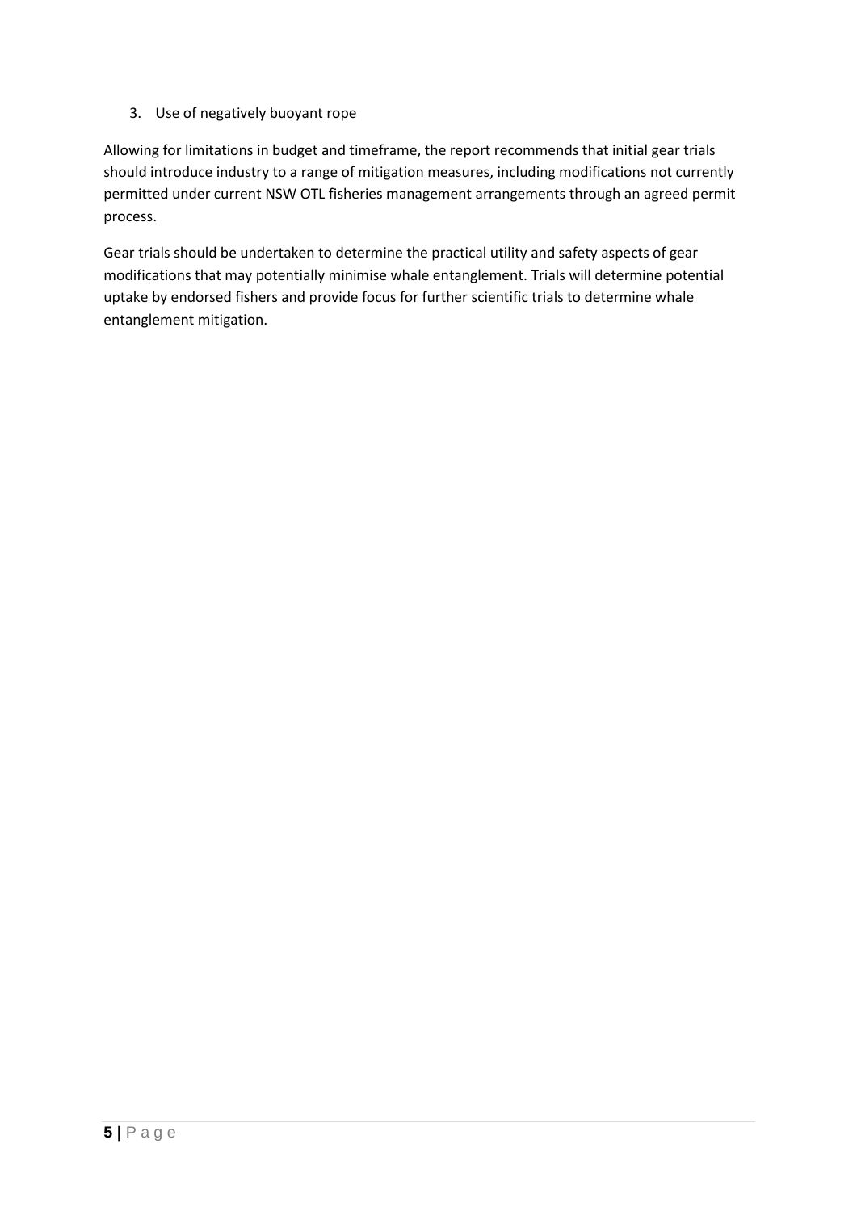3. Use of negatively buoyant rope

Allowing for limitations in budget and timeframe, the report recommends that initial gear trials should introduce industry to a range of mitigation measures, including modifications not currently permitted under current NSW OTL fisheries management arrangements through an agreed permit process.

Gear trials should be undertaken to determine the practical utility and safety aspects of gear modifications that may potentially minimise whale entanglement. Trials will determine potential uptake by endorsed fishers and provide focus for further scientific trials to determine whale entanglement mitigation.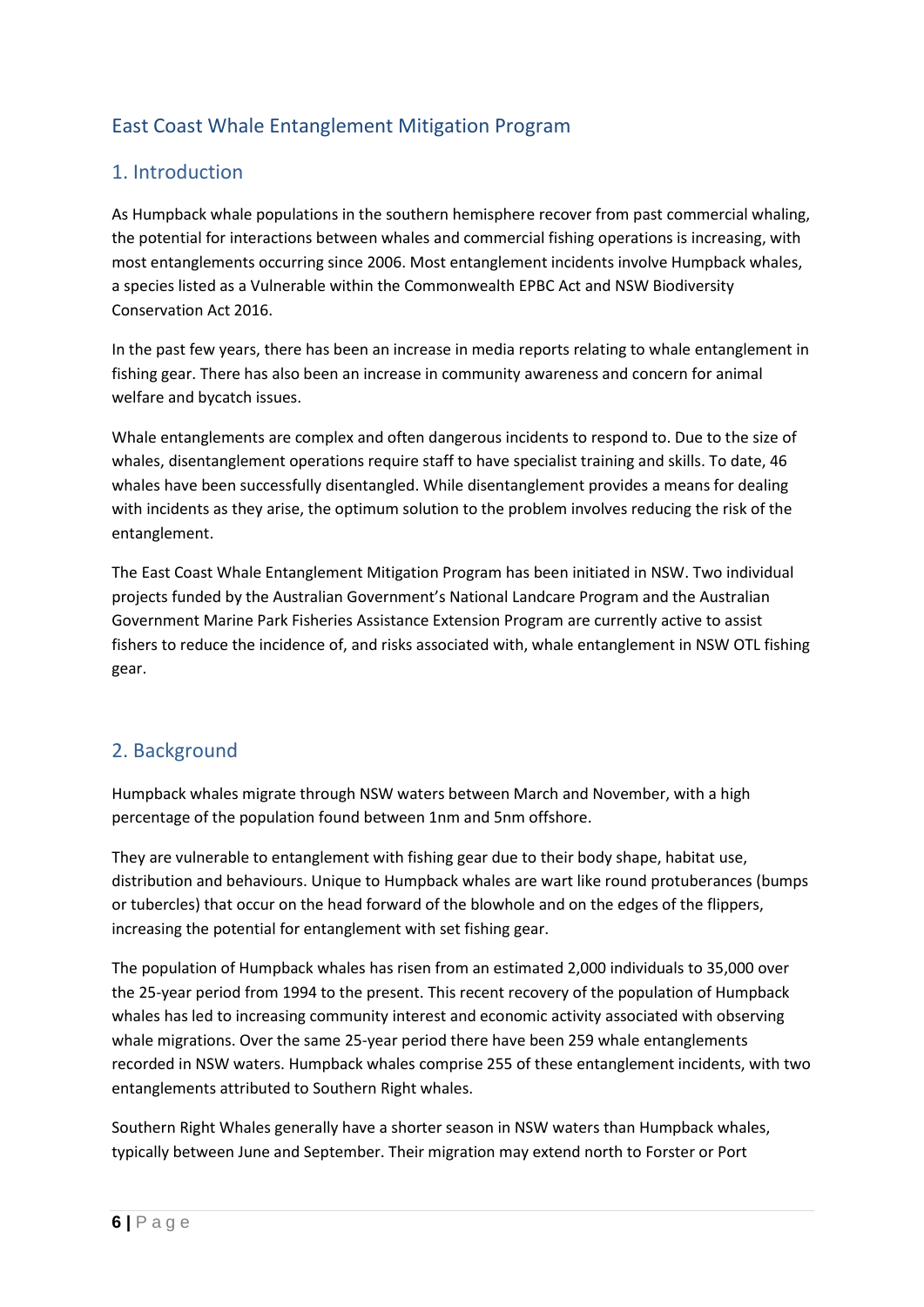## East Coast Whale Entanglement Mitigation Program

## 1. Introduction

As Humpback whale populations in the southern hemisphere recover from past commercial whaling, the potential for interactions between whales and commercial fishing operations is increasing, with most entanglements occurring since 2006. Most entanglement incidents involve Humpback whales, a species listed as a Vulnerable within the Commonwealth EPBC Act and NSW Biodiversity Conservation Act 2016.

In the past few years, there has been an increase in media reports relating to whale entanglement in fishing gear. There has also been an increase in community awareness and concern for animal welfare and bycatch issues.

Whale entanglements are complex and often dangerous incidents to respond to. Due to the size of whales, disentanglement operations require staff to have specialist training and skills. To date, 46 whales have been successfully disentangled. While disentanglement provides a means for dealing with incidents as they arise, the optimum solution to the problem involves reducing the risk of the entanglement.

The East Coast Whale Entanglement Mitigation Program has been initiated in NSW. Two individual projects funded by the Australian Government's National Landcare Program and the Australian Government Marine Park Fisheries Assistance Extension Program are currently active to assist fishers to reduce the incidence of, and risks associated with, whale entanglement in NSW OTL fishing gear.

## 2. Background

Humpback whales migrate through NSW waters between March and November, with a high percentage of the population found between 1nm and 5nm offshore.

They are vulnerable to entanglement with fishing gear due to their body shape, habitat use, distribution and behaviours. Unique to Humpback whales are wart like round protuberances (bumps or tubercles) that occur on the head forward of the blowhole and on the edges of the flippers, increasing the potential for entanglement with set fishing gear.

The population of Humpback whales has risen from an estimated 2,000 individuals to 35,000 over the 25-year period from 1994 to the present. This recent recovery of the population of Humpback whales has led to increasing community interest and economic activity associated with observing whale migrations. Over the same 25-year period there have been 259 whale entanglements recorded in NSW waters. Humpback whales comprise 255 of these entanglement incidents, with two entanglements attributed to Southern Right whales.

Southern Right Whales generally have a shorter season in NSW waters than Humpback whales, typically between June and September. Their migration may extend north to Forster or Port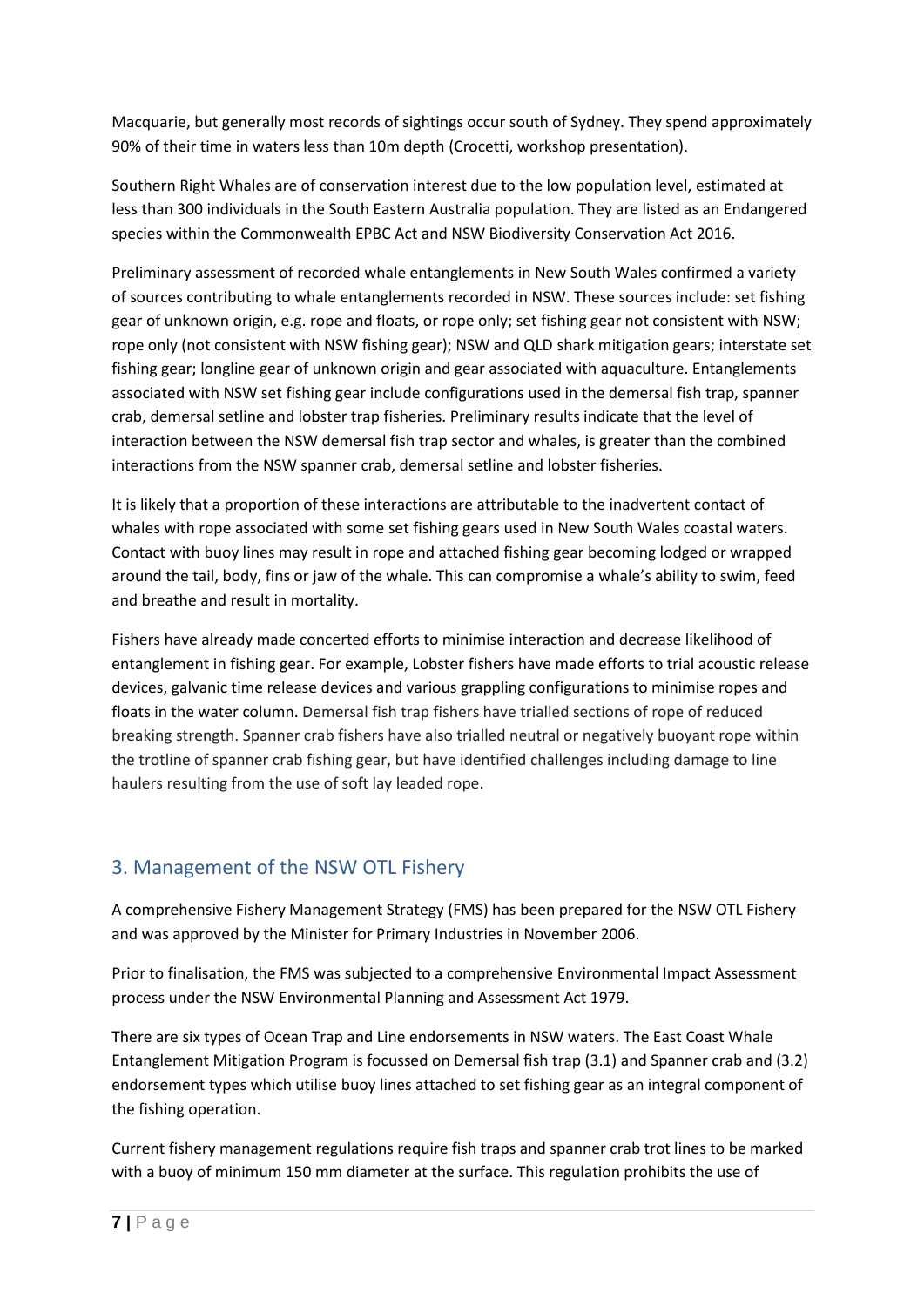Macquarie, but generally most records of sightings occur south of Sydney. They spend approximately 90% of their time in waters less than 10m depth (Crocetti, workshop presentation).

Southern Right Whales are of conservation interest due to the low population level, estimated at less than 300 individuals in the South Eastern Australia population. They are listed as an Endangered species within the Commonwealth EPBC Act and NSW Biodiversity Conservation Act 2016.

Preliminary assessment of recorded whale entanglements in New South Wales confirmed a variety of sources contributing to whale entanglements recorded in NSW. These sources include: set fishing gear of unknown origin, e.g. rope and floats, or rope only; set fishing gear not consistent with NSW; rope only (not consistent with NSW fishing gear); NSW and QLD shark mitigation gears; interstate set fishing gear; longline gear of unknown origin and gear associated with aquaculture. Entanglements associated with NSW set fishing gear include configurations used in the demersal fish trap, spanner crab, demersal setline and lobster trap fisheries. Preliminary results indicate that the level of interaction between the NSW demersal fish trap sector and whales, is greater than the combined interactions from the NSW spanner crab, demersal setline and lobster fisheries.

It is likely that a proportion of these interactions are attributable to the inadvertent contact of whales with rope associated with some set fishing gears used in New South Wales coastal waters. Contact with buoy lines may result in rope and attached fishing gear becoming lodged or wrapped around the tail, body, fins or jaw of the whale. This can compromise a whale's ability to swim, feed and breathe and result in mortality.

Fishers have already made concerted efforts to minimise interaction and decrease likelihood of entanglement in fishing gear. For example, Lobster fishers have made efforts to trial acoustic release devices, galvanic time release devices and various grappling configurations to minimise ropes and floats in the water column. Demersal fish trap fishers have trialled sections of rope of reduced breaking strength. Spanner crab fishers have also trialled neutral or negatively buoyant rope within the trotline of spanner crab fishing gear, but have identified challenges including damage to line haulers resulting from the use of soft lay leaded rope.

## 3. Management of the NSW OTL Fishery

A comprehensive Fishery Management Strategy (FMS) has been prepared for the NSW OTL Fishery and was approved by the Minister for Primary Industries in November 2006.

Prior to finalisation, the FMS was subjected to a comprehensive Environmental Impact Assessment process under the NSW Environmental Planning and Assessment Act 1979.

There are six types of Ocean Trap and Line endorsements in NSW waters. The East Coast Whale Entanglement Mitigation Program is focussed on Demersal fish trap (3.1) and Spanner crab and (3.2) endorsement types which utilise buoy lines attached to set fishing gear as an integral component of the fishing operation.

Current fishery management regulations require fish traps and spanner crab trot lines to be marked with a buoy of minimum 150 mm diameter at the surface. This regulation prohibits the use of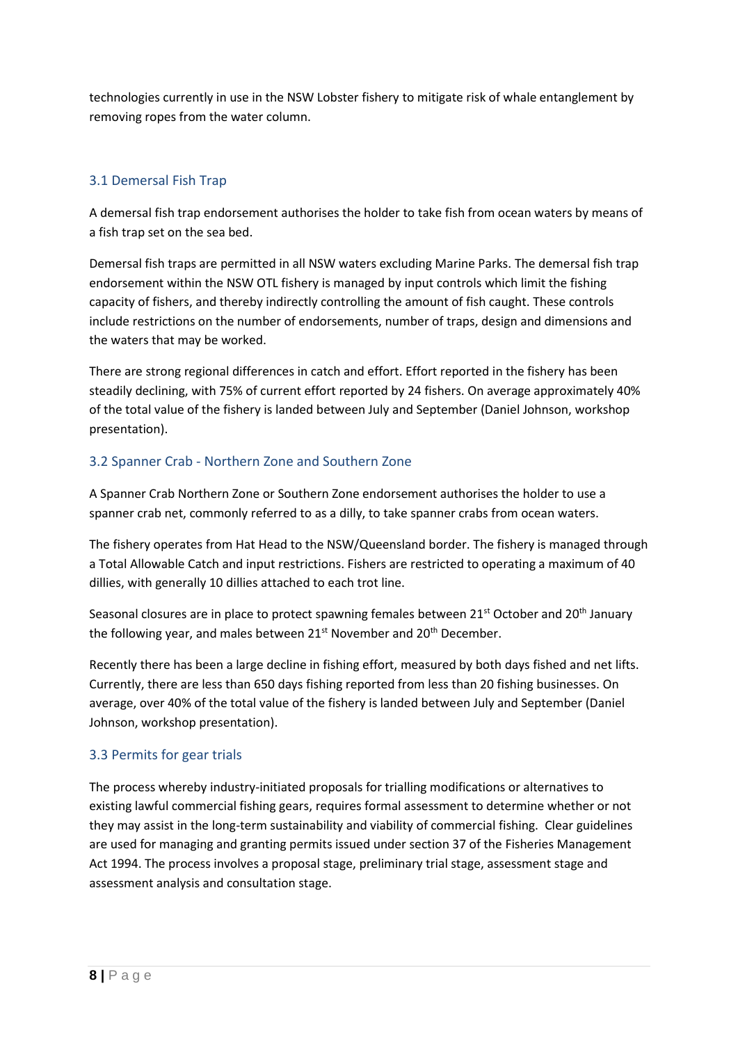technologies currently in use in the NSW Lobster fishery to mitigate risk of whale entanglement by removing ropes from the water column.

### 3.1 Demersal Fish Trap

A demersal fish trap endorsement authorises the holder to take fish from ocean waters by means of a fish trap set on the sea bed.

Demersal fish traps are permitted in all NSW waters excluding Marine Parks. The demersal fish trap endorsement within the NSW OTL fishery is managed by input controls which limit the fishing capacity of fishers, and thereby indirectly controlling the amount of fish caught. These controls include restrictions on the number of endorsements, number of traps, design and dimensions and the waters that may be worked.

There are strong regional differences in catch and effort. Effort reported in the fishery has been steadily declining, with 75% of current effort reported by 24 fishers. On average approximately 40% of the total value of the fishery is landed between July and September (Daniel Johnson, workshop presentation).

### 3.2 Spanner Crab - Northern Zone and Southern Zone

A Spanner Crab Northern Zone or Southern Zone endorsement authorises the holder to use a spanner crab net, commonly referred to as a dilly, to take spanner crabs from ocean waters.

The fishery operates from Hat Head to the NSW/Queensland border. The fishery is managed through a Total Allowable Catch and input restrictions. Fishers are restricted to operating a maximum of 40 dillies, with generally 10 dillies attached to each trot line.

Seasonal closures are in place to protect spawning females between 21st October and 20th January the following year, and males between 21st November and 20th December.

Recently there has been a large decline in fishing effort, measured by both days fished and net lifts. Currently, there are less than 650 days fishing reported from less than 20 fishing businesses. On average, over 40% of the total value of the fishery is landed between July and September (Daniel Johnson, workshop presentation).

### 3.3 Permits for gear trials

The process whereby industry-initiated proposals for trialling modifications or alternatives to existing lawful commercial fishing gears, requires formal assessment to determine whether or not they may assist in the long-term sustainability and viability of commercial fishing. Clear guidelines are used for managing and granting permits issued under section 37 of the Fisheries Management Act 1994. The process involves a proposal stage, preliminary trial stage, assessment stage and assessment analysis and consultation stage.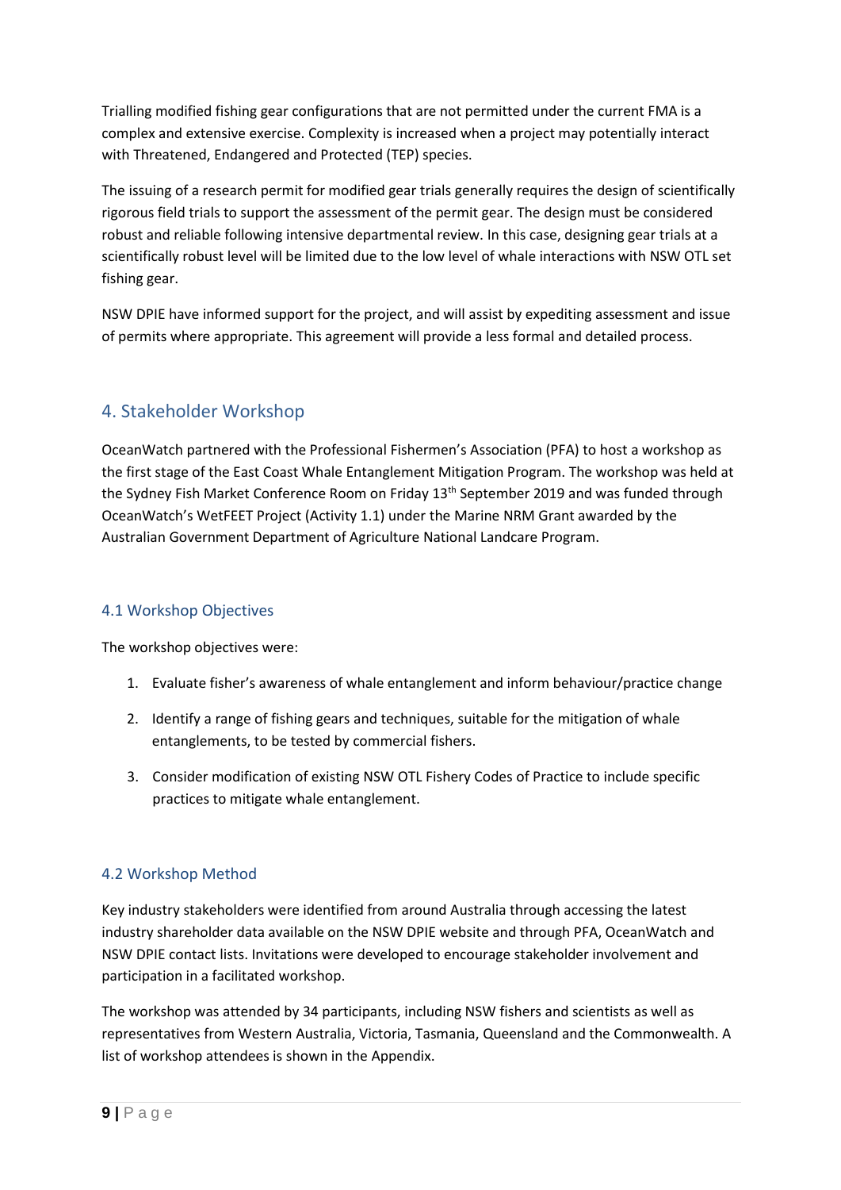Trialling modified fishing gear configurations that are not permitted under the current FMA is a complex and extensive exercise. Complexity is increased when a project may potentially interact with Threatened, Endangered and Protected (TEP) species.

The issuing of a research permit for modified gear trials generally requires the design of scientifically rigorous field trials to support the assessment of the permit gear. The design must be considered robust and reliable following intensive departmental review. In this case, designing gear trials at a scientifically robust level will be limited due to the low level of whale interactions with NSW OTL set fishing gear.

NSW DPIE have informed support for the project, and will assist by expediting assessment and issue of permits where appropriate. This agreement will provide a less formal and detailed process.

## 4. Stakeholder Workshop

OceanWatch partnered with the Professional Fishermen's Association (PFA) to host a workshop as the first stage of the East Coast Whale Entanglement Mitigation Program. The workshop was held at the Sydney Fish Market Conference Room on Friday 13th September 2019 and was funded through OceanWatch's WetFEET Project (Activity 1.1) under the Marine NRM Grant awarded by the Australian Government Department of Agriculture National Landcare Program.

### 4.1 Workshop Objectives

The workshop objectives were:

1. Evaluate fisher's awareness of whale entanglement and inform behaviour/practice change
2. Identify a range of fishing gears and techniques, suitable for the mitigation of whale entanglements, to be tested by commercial fishers.
3. Consider modification of existing NSW OTL Fishery Codes of Practice to include specific practices to mitigate whale entanglement.

### 4.2 Workshop Method

Key industry stakeholders were identified from around Australia through accessing the latest industry shareholder data available on the NSW DPIE website and through PFA, OceanWatch and NSW DPIE contact lists. Invitations were developed to encourage stakeholder involvement and participation in a facilitated workshop.

The workshop was attended by 34 participants, including NSW fishers and scientists as well as representatives from Western Australia, Victoria, Tasmania, Queensland and the Commonwealth. A list of workshop attendees is shown in the Appendix.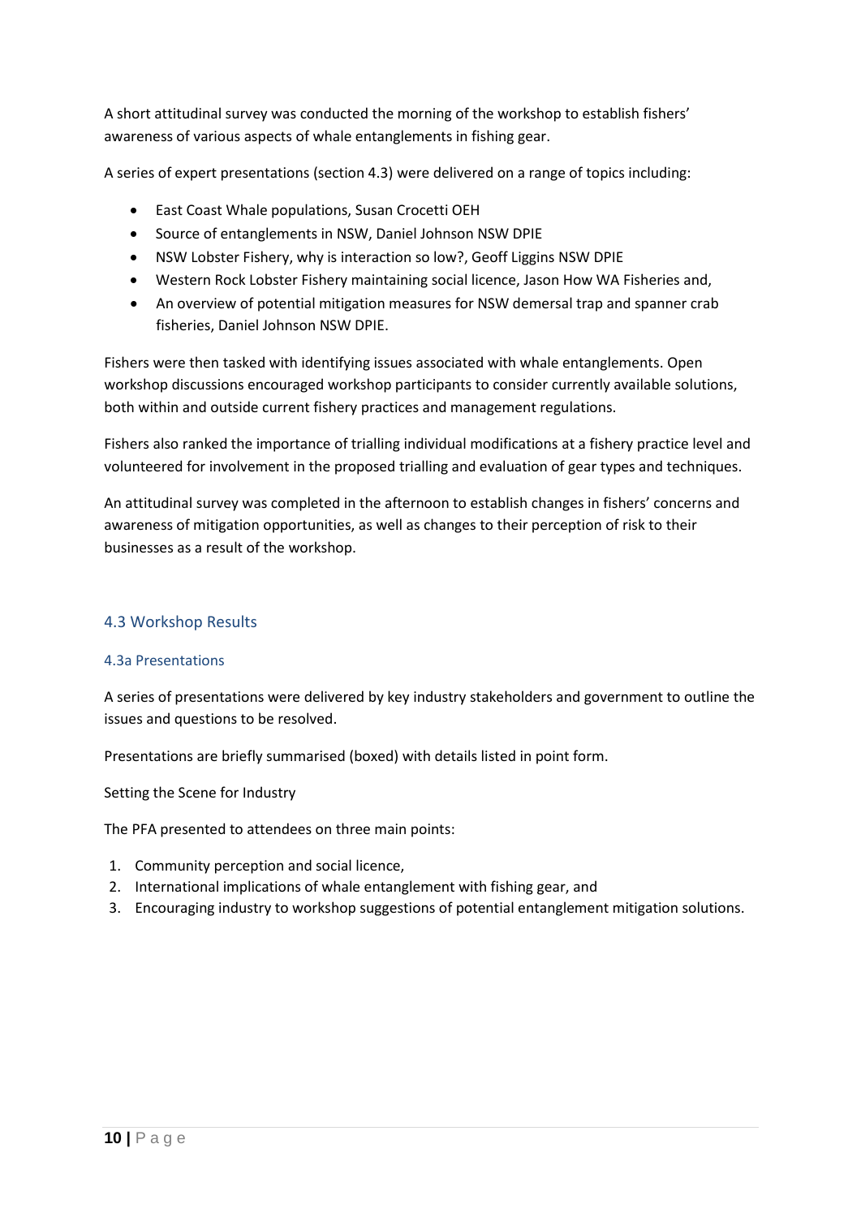A short attitudinal survey was conducted the morning of the workshop to establish fishers' awareness of various aspects of whale entanglements in fishing gear.

A series of expert presentations (section 4.3) were delivered on a range of topics including:

- East Coast Whale populations, Susan Crocetti OEH
- Source of entanglements in NSW, Daniel Johnson NSW DPIE
- NSW Lobster Fishery, why is interaction so low?, Geoff Liggins NSW DPIE
- Western Rock Lobster Fishery maintaining social licence, Jason How WA Fisheries and,
- An overview of potential mitigation measures for NSW demersal trap and spanner crab fisheries, Daniel Johnson NSW DPIE.

Fishers were then tasked with identifying issues associated with whale entanglements. Open workshop discussions encouraged workshop participants to consider currently available solutions, both within and outside current fishery practices and management regulations.

Fishers also ranked the importance of trialling individual modifications at a fishery practice level and volunteered for involvement in the proposed trialling and evaluation of gear types and techniques.

An attitudinal survey was completed in the afternoon to establish changes in fishers' concerns and awareness of mitigation opportunities, as well as changes to their perception of risk to their businesses as a result of the workshop.

## 4.3 Workshop Results

### 4.3a Presentations

A series of presentations were delivered by key industry stakeholders and government to outline the issues and questions to be resolved.

Presentations are briefly summarised (boxed) with details listed in point form.

Setting the Scene for Industry

The PFA presented to attendees on three main points:

1. Community perception and social licence,
2. International implications of whale entanglement with fishing gear, and
3. Encouraging industry to workshop suggestions of potential entanglement mitigation solutions.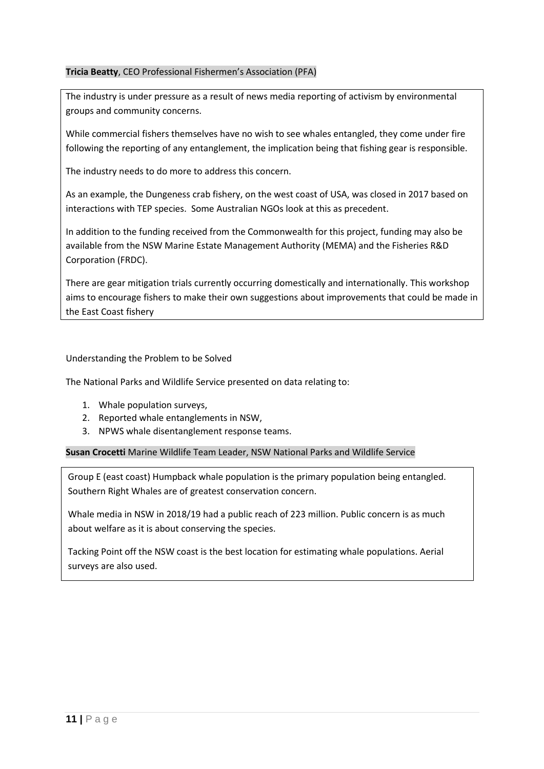**Tricia Beatty**, CEO Professional Fishermen's Association (PFA)

The industry is under pressure as a result of news media reporting of activism by environmental groups and community concerns.

While commercial fishers themselves have no wish to see whales entangled, they come under fire following the reporting of any entanglement, the implication being that fishing gear is responsible.

The industry needs to do more to address this concern.

As an example, the Dungeness crab fishery, on the west coast of USA, was closed in 2017 based on interactions with TEP species. Some Australian NGOs look at this as precedent.

In addition to the funding received from the Commonwealth for this project, funding may also be available from the NSW Marine Estate Management Authority (MEMA) and the Fisheries R&D Corporation (FRDC).

There are gear mitigation trials currently occurring domestically and internationally. This workshop aims to encourage fishers to make their own suggestions about improvements that could be made in the East Coast fishery

Understanding the Problem to be Solved

The National Parks and Wildlife Service presented on data relating to:

1. Whale population surveys,
2. Reported whale entanglements in NSW,
3. NPWS whale disentanglement response teams.

**Susan Crocetti** Marine Wildlife Team Leader, NSW National Parks and Wildlife Service

Group E (east coast) Humpback whale population is the primary population being entangled. Southern Right Whales are of greatest conservation concern.

Whale media in NSW in 2018/19 had a public reach of 223 million. Public concern is as much about welfare as it is about conserving the species.

Tacking Point off the NSW coast is the best location for estimating whale populations. Aerial surveys are also used.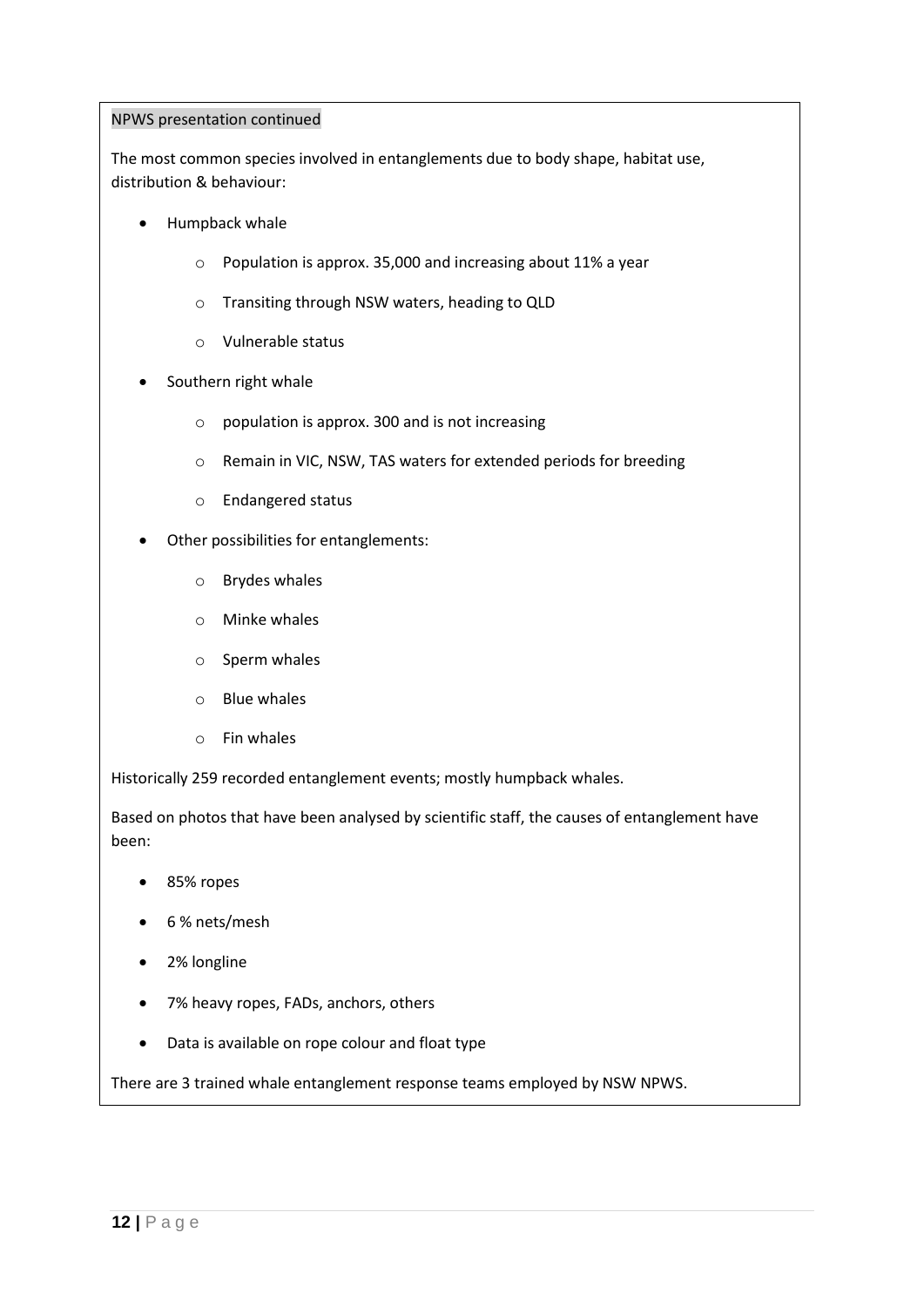NPWS presentation continued

The most common species involved in entanglements due to body shape, habitat use, distribution & behaviour:

- Humpback whale
  - Population is approx. 35,000 and increasing about 11% a year
  - Transiting through NSW waters, heading to QLD
  - Vulnerable status
- Southern right whale
  - population is approx. 300 and is not increasing
  - Remain in VIC, NSW, TAS waters for extended periods for breeding
  - Endangered status
- Other possibilities for entanglements:
  - Brydes whales
  - Minke whales
  - Sperm whales
  - Blue whales
  - Fin whales

Historically 259 recorded entanglement events; mostly humpback whales.

Based on photos that have been analysed by scientific staff, the causes of entanglement have been:

- 85% ropes
- 6 % nets/mesh
- 2% longline
- 7% heavy ropes, FADs, anchors, others
- Data is available on rope colour and float type

There are 3 trained whale entanglement response teams employed by NSW NPWS.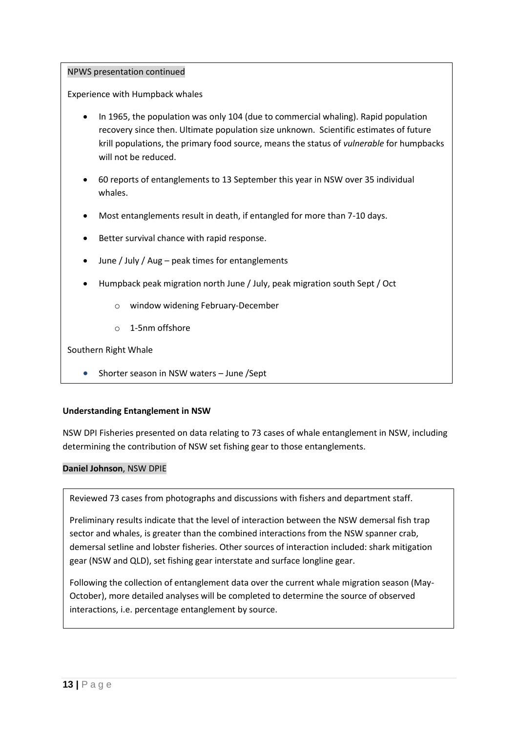NPWS presentation continued

Experience with Humpback whales

- In 1965, the population was only 104 (due to commercial whaling). Rapid population recovery since then. Ultimate population size unknown. Scientific estimates of future krill populations, the primary food source, means the status of *vulnerable* for humpbacks will not be reduced.
- 60 reports of entanglements to 13 September this year in NSW over 35 individual whales.
- Most entanglements result in death, if entangled for more than 7-10 days.
- Better survival chance with rapid response.
- June / July / Aug – peak times for entanglements
- Humpback peak migration north June / July, peak migration south Sept / Oct
  - window widening February-December
  - 1-5nm offshore

Southern Right Whale

- Shorter season in NSW waters – June /Sept

**Understanding Entanglement in NSW**

NSW DPI Fisheries presented on data relating to 73 cases of whale entanglement in NSW, including determining the contribution of NSW set fishing gear to those entanglements.

**Daniel Johnson**, NSW DPIE

Reviewed 73 cases from photographs and discussions with fishers and department staff.

Preliminary results indicate that the level of interaction between the NSW demersal fish trap sector and whales, is greater than the combined interactions from the NSW spanner crab, demersal setline and lobster fisheries. Other sources of interaction included: shark mitigation gear (NSW and QLD), set fishing gear interstate and surface longline gear.

Following the collection of entanglement data over the current whale migration season (May-October), more detailed analyses will be completed to determine the source of observed interactions, i.e. percentage entanglement by source.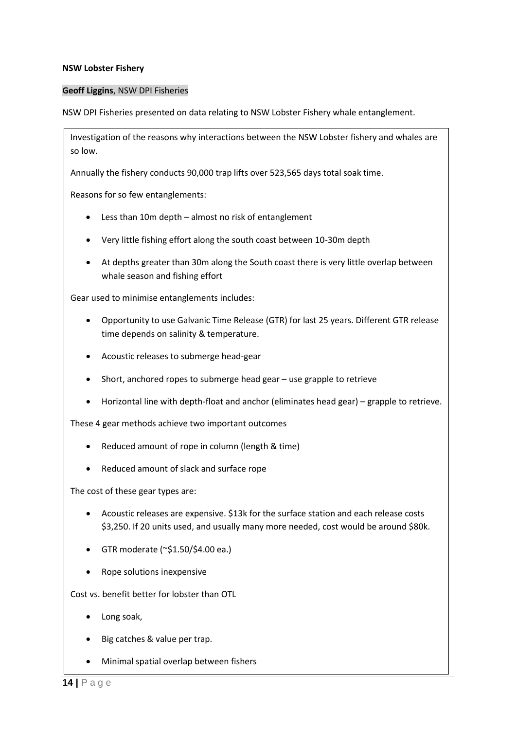**NSW Lobster Fishery**

**Geoff Liggins**, NSW DPI Fisheries

NSW DPI Fisheries presented on data relating to NSW Lobster Fishery whale entanglement.

Investigation of the reasons why interactions between the NSW Lobster fishery and whales are so low.

Annually the fishery conducts 90,000 trap lifts over 523,565 days total soak time.

Reasons for so few entanglements:

- Less than 10m depth – almost no risk of entanglement
- Very little fishing effort along the south coast between 10-30m depth
- At depths greater than 30m along the South coast there is very little overlap between whale season and fishing effort

Gear used to minimise entanglements includes:

- Opportunity to use Galvanic Time Release (GTR) for last 25 years. Different GTR release time depends on salinity & temperature.
- Acoustic releases to submerge head-gear
- Short, anchored ropes to submerge head gear – use grapple to retrieve
- Horizontal line with depth-float and anchor (eliminates head gear) – grapple to retrieve.

These 4 gear methods achieve two important outcomes

- Reduced amount of rope in column (length & time)
- Reduced amount of slack and surface rope

The cost of these gear types are:

- Acoustic releases are expensive. $13k for the surface station and each release costs $3,250. If 20 units used, and usually many more needed, cost would be around $80k.
- GTR moderate (~$1.50/$4.00 ea.)
- Rope solutions inexpensive

Cost vs. benefit better for lobster than OTL

- Long soak,
- Big catches & value per trap.
- Minimal spatial overlap between fishers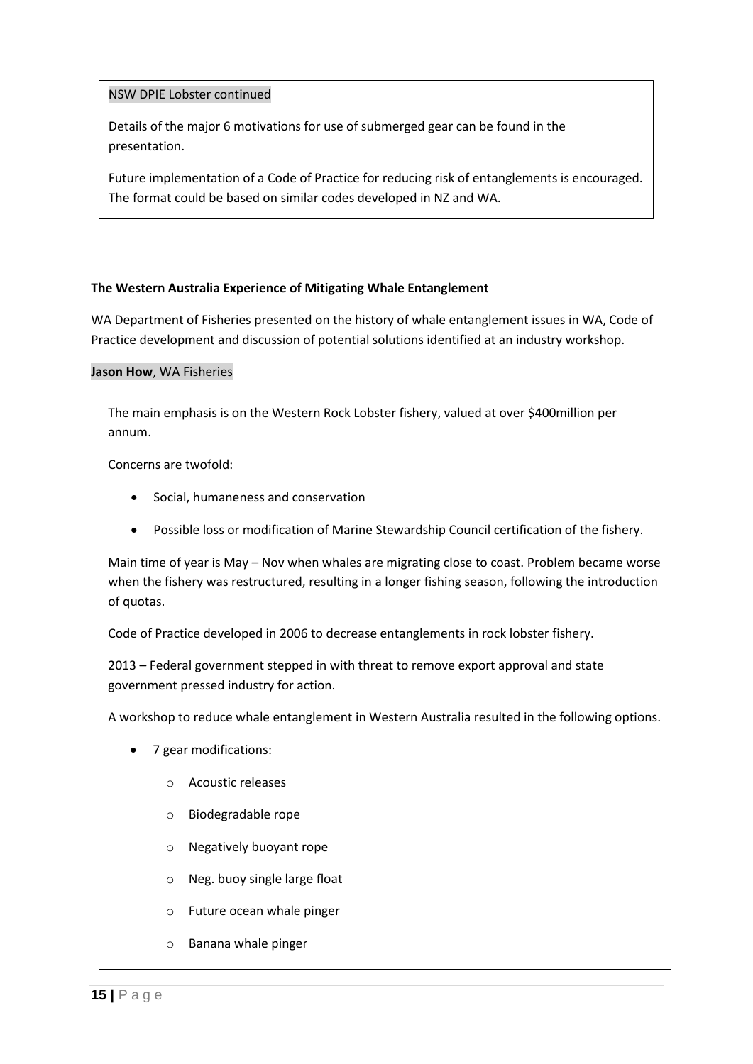NSW DPIE Lobster continued

Details of the major 6 motivations for use of submerged gear can be found in the presentation.

Future implementation of a Code of Practice for reducing risk of entanglements is encouraged. The format could be based on similar codes developed in NZ and WA.

**The Western Australia Experience of Mitigating Whale Entanglement**

WA Department of Fisheries presented on the history of whale entanglement issues in WA, Code of Practice development and discussion of potential solutions identified at an industry workshop.

**Jason How**, WA Fisheries

The main emphasis is on the Western Rock Lobster fishery, valued at over $400million per annum.

Concerns are twofold:

- Social, humaneness and conservation
- Possible loss or modification of Marine Stewardship Council certification of the fishery.

Main time of year is May – Nov when whales are migrating close to coast. Problem became worse when the fishery was restructured, resulting in a longer fishing season, following the introduction of quotas.

Code of Practice developed in 2006 to decrease entanglements in rock lobster fishery.

2013 – Federal government stepped in with threat to remove export approval and state government pressed industry for action.

A workshop to reduce whale entanglement in Western Australia resulted in the following options.

- 7 gear modifications:
  - Acoustic releases
  - Biodegradable rope
  - Negatively buoyant rope
  - Neg. buoy single large float
  - Future ocean whale pinger
  - Banana whale pinger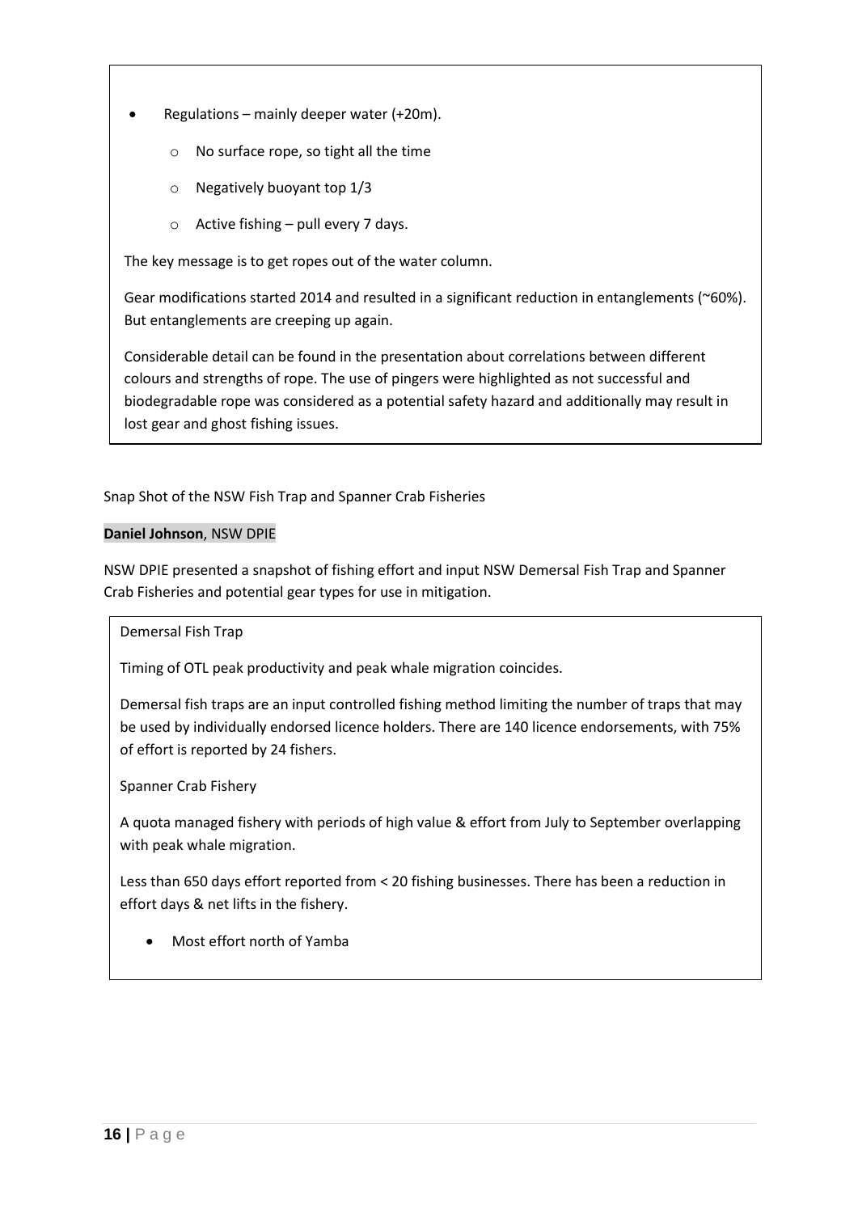- Regulations – mainly deeper water (+20m).
  - No surface rope, so tight all the time
  - Negatively buoyant top 1/3
  - Active fishing – pull every 7 days.

The key message is to get ropes out of the water column.

Gear modifications started 2014 and resulted in a significant reduction in entanglements (~60%). But entanglements are creeping up again.

Considerable detail can be found in the presentation about correlations between different colours and strengths of rope. The use of pingers were highlighted as not successful and biodegradable rope was considered as a potential safety hazard and additionally may result in lost gear and ghost fishing issues.

Snap Shot of the NSW Fish Trap and Spanner Crab Fisheries

**Daniel Johnson**, NSW DPIE

NSW DPIE presented a snapshot of fishing effort and input NSW Demersal Fish Trap and Spanner Crab Fisheries and potential gear types for use in mitigation.

Demersal Fish Trap

Timing of OTL peak productivity and peak whale migration coincides.

Demersal fish traps are an input controlled fishing method limiting the number of traps that may be used by individually endorsed licence holders. There are 140 licence endorsements, with 75% of effort is reported by 24 fishers.

Spanner Crab Fishery

A quota managed fishery with periods of high value & effort from July to September overlapping with peak whale migration.

Less than 650 days effort reported from < 20 fishing businesses. There has been a reduction in effort days & net lifts in the fishery.

- Most effort north of Yamba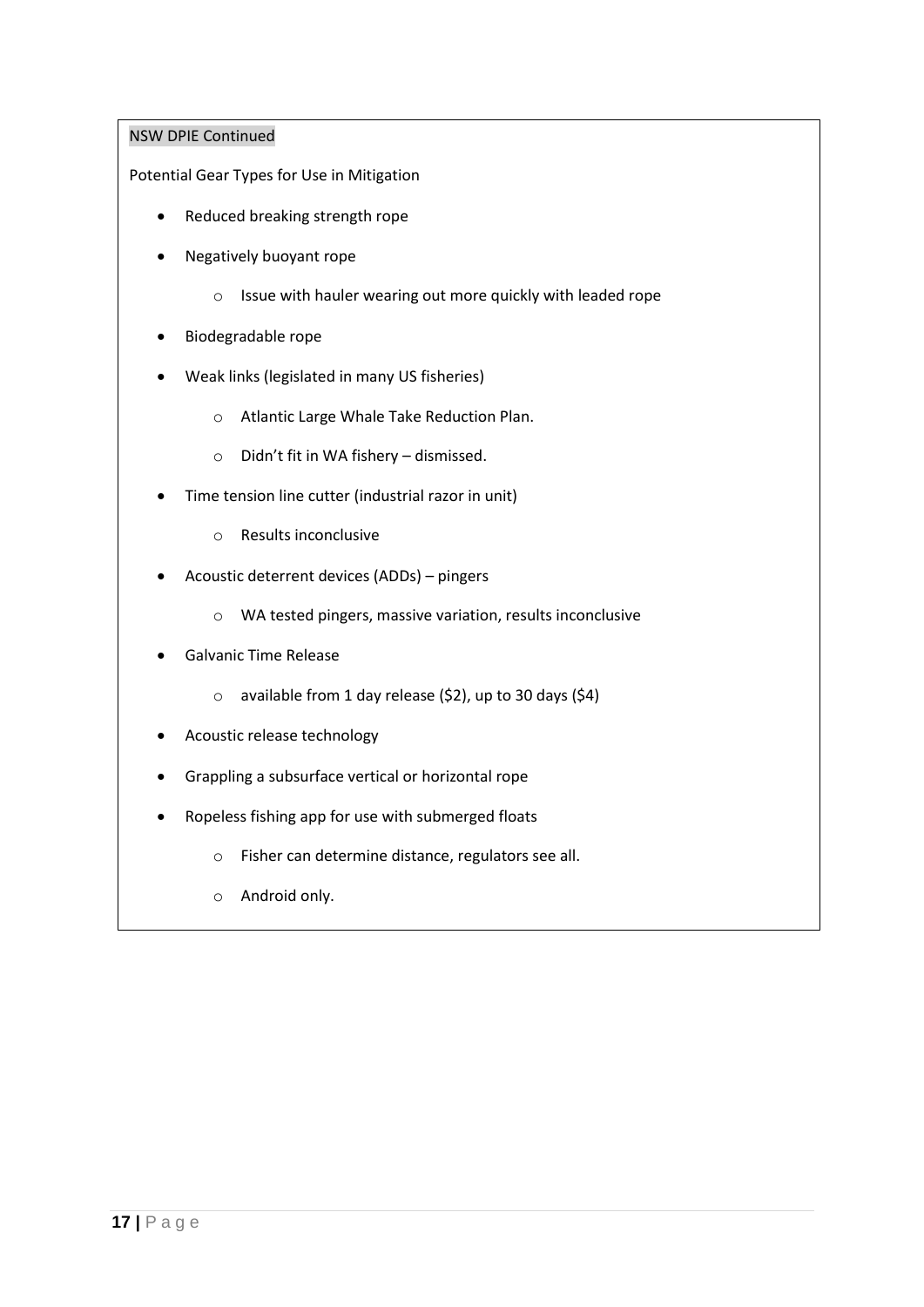NSW DPIE Continued

Potential Gear Types for Use in Mitigation

- Reduced breaking strength rope
- Negatively buoyant rope
  - Issue with hauler wearing out more quickly with leaded rope
- Biodegradable rope
- Weak links (legislated in many US fisheries)
  - Atlantic Large Whale Take Reduction Plan.
  - Didn't fit in WA fishery – dismissed.
- Time tension line cutter (industrial razor in unit)
  - Results inconclusive
- Acoustic deterrent devices (ADDs) – pingers
  - WA tested pingers, massive variation, results inconclusive
- Galvanic Time Release
  - available from 1 day release ($2), up to 30 days ($4)
- Acoustic release technology
- Grappling a subsurface vertical or horizontal rope
- Ropeless fishing app for use with submerged floats
  - Fisher can determine distance, regulators see all.
  - Android only.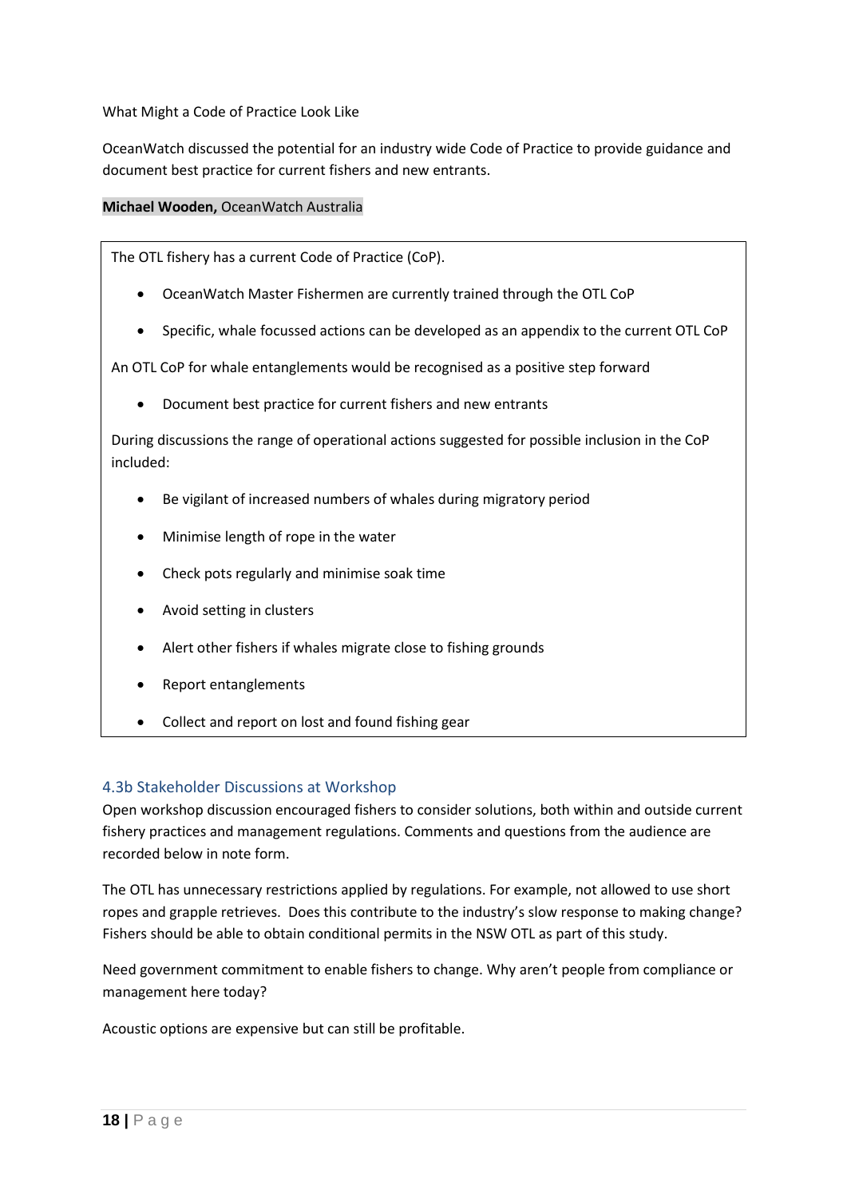What Might a Code of Practice Look Like

OceanWatch discussed the potential for an industry wide Code of Practice to provide guidance and document best practice for current fishers and new entrants.

**Michael Wooden,** OceanWatch Australia

The OTL fishery has a current Code of Practice (CoP).

- OceanWatch Master Fishermen are currently trained through the OTL CoP
- Specific, whale focussed actions can be developed as an appendix to the current OTL CoP

An OTL CoP for whale entanglements would be recognised as a positive step forward

- Document best practice for current fishers and new entrants

During discussions the range of operational actions suggested for possible inclusion in the CoP included:

- Be vigilant of increased numbers of whales during migratory period
- Minimise length of rope in the water
- Check pots regularly and minimise soak time
- Avoid setting in clusters
- Alert other fishers if whales migrate close to fishing grounds
- Report entanglements
- Collect and report on lost and found fishing gear

### 4.3b Stakeholder Discussions at Workshop

Open workshop discussion encouraged fishers to consider solutions, both within and outside current fishery practices and management regulations. Comments and questions from the audience are recorded below in note form.

The OTL has unnecessary restrictions applied by regulations. For example, not allowed to use short ropes and grapple retrieves. Does this contribute to the industry's slow response to making change? Fishers should be able to obtain conditional permits in the NSW OTL as part of this study.

Need government commitment to enable fishers to change. Why aren't people from compliance or management here today?

Acoustic options are expensive but can still be profitable.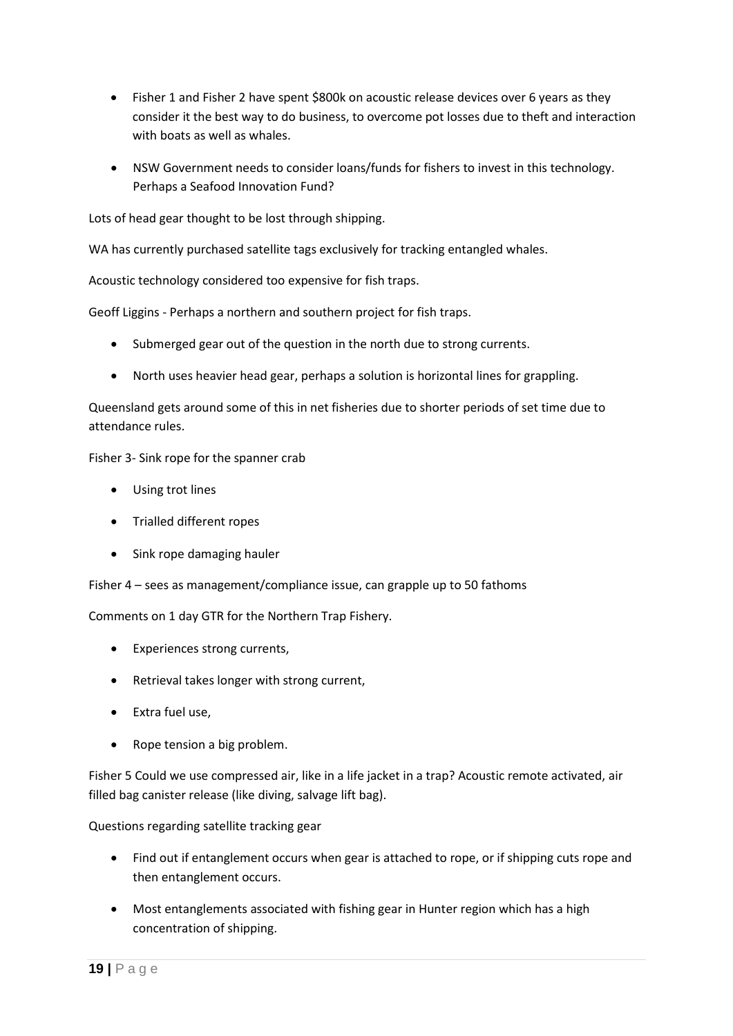- Fisher 1 and Fisher 2 have spent $800k on acoustic release devices over 6 years as they consider it the best way to do business, to overcome pot losses due to theft and interaction with boats as well as whales.
- NSW Government needs to consider loans/funds for fishers to invest in this technology. Perhaps a Seafood Innovation Fund?

Lots of head gear thought to be lost through shipping.

WA has currently purchased satellite tags exclusively for tracking entangled whales.

Acoustic technology considered too expensive for fish traps.

Geoff Liggins - Perhaps a northern and southern project for fish traps.

- Submerged gear out of the question in the north due to strong currents.
- North uses heavier head gear, perhaps a solution is horizontal lines for grappling.

Queensland gets around some of this in net fisheries due to shorter periods of set time due to attendance rules.

Fisher 3- Sink rope for the spanner crab

- Using trot lines
- Trialled different ropes
- Sink rope damaging hauler

Fisher 4 – sees as management/compliance issue, can grapple up to 50 fathoms

Comments on 1 day GTR for the Northern Trap Fishery.

- Experiences strong currents,
- Retrieval takes longer with strong current,
- Extra fuel use,
- Rope tension a big problem.

Fisher 5 Could we use compressed air, like in a life jacket in a trap? Acoustic remote activated, air filled bag canister release (like diving, salvage lift bag).

Questions regarding satellite tracking gear

- Find out if entanglement occurs when gear is attached to rope, or if shipping cuts rope and then entanglement occurs.
- Most entanglements associated with fishing gear in Hunter region which has a high concentration of shipping.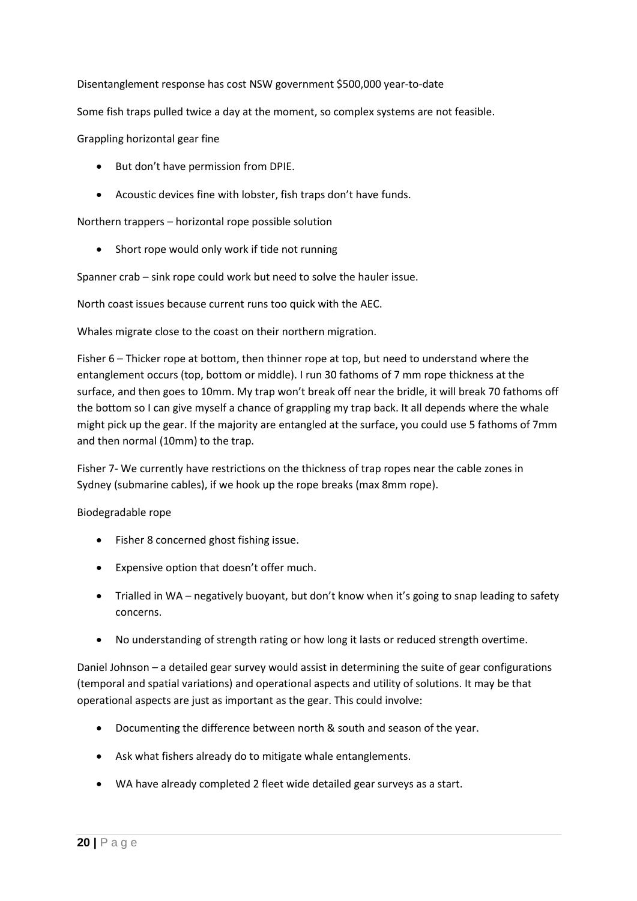Disentanglement response has cost NSW government $500,000 year-to-date

Some fish traps pulled twice a day at the moment, so complex systems are not feasible.

Grappling horizontal gear fine

- But don't have permission from DPIE.
- Acoustic devices fine with lobster, fish traps don't have funds.

Northern trappers – horizontal rope possible solution

- Short rope would only work if tide not running

Spanner crab – sink rope could work but need to solve the hauler issue.

North coast issues because current runs too quick with the AEC.

Whales migrate close to the coast on their northern migration.

Fisher 6 – Thicker rope at bottom, then thinner rope at top, but need to understand where the entanglement occurs (top, bottom or middle). I run 30 fathoms of 7 mm rope thickness at the surface, and then goes to 10mm. My trap won't break off near the bridle, it will break 70 fathoms off the bottom so I can give myself a chance of grappling my trap back. It all depends where the whale might pick up the gear. If the majority are entangled at the surface, you could use 5 fathoms of 7mm and then normal (10mm) to the trap.

Fisher 7- We currently have restrictions on the thickness of trap ropes near the cable zones in Sydney (submarine cables), if we hook up the rope breaks (max 8mm rope).

Biodegradable rope

- Fisher 8 concerned ghost fishing issue.
- Expensive option that doesn't offer much.
- Trialled in WA – negatively buoyant, but don't know when it's going to snap leading to safety concerns.
- No understanding of strength rating or how long it lasts or reduced strength overtime.

Daniel Johnson – a detailed gear survey would assist in determining the suite of gear configurations (temporal and spatial variations) and operational aspects and utility of solutions. It may be that operational aspects are just as important as the gear. This could involve:

- Documenting the difference between north & south and season of the year.
- Ask what fishers already do to mitigate whale entanglements.
- WA have already completed 2 fleet wide detailed gear surveys as a start.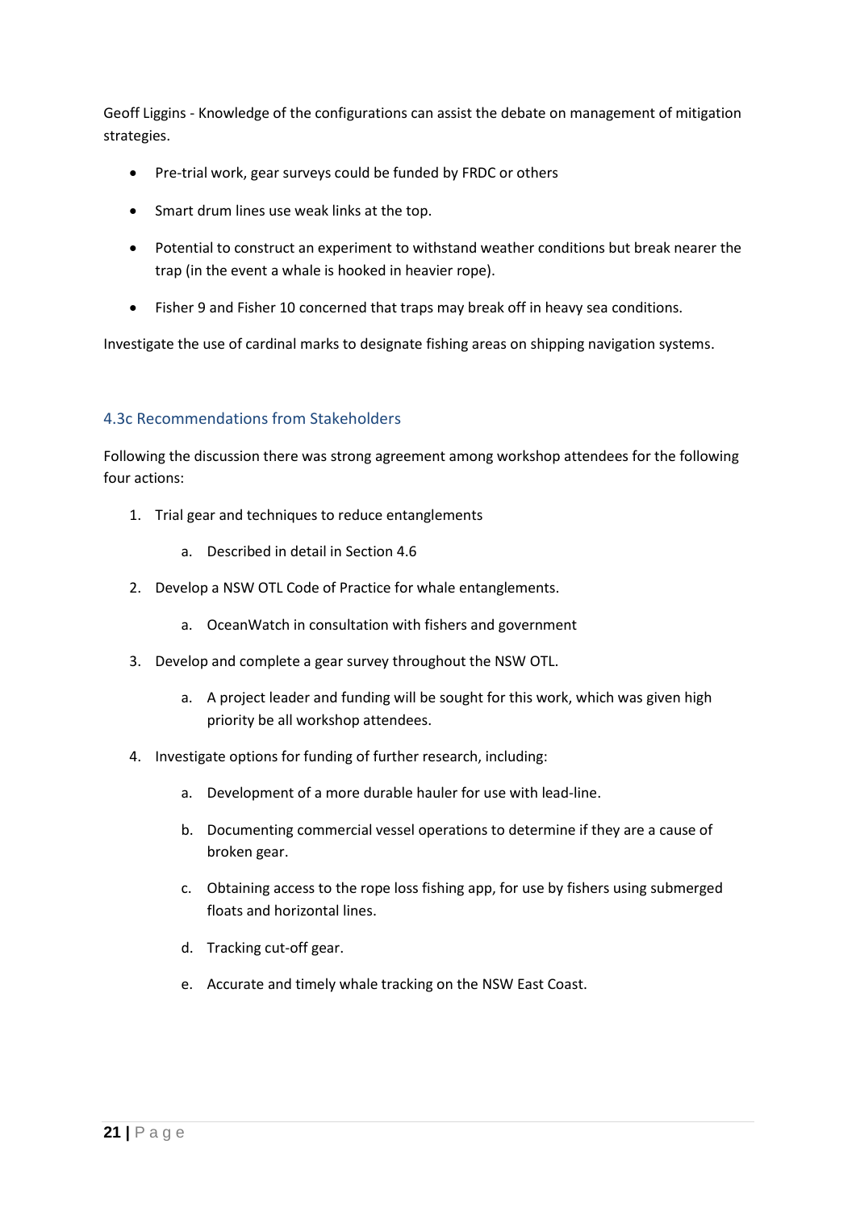Geoff Liggins - Knowledge of the configurations can assist the debate on management of mitigation strategies.

- Pre-trial work, gear surveys could be funded by FRDC or others
- Smart drum lines use weak links at the top.
- Potential to construct an experiment to withstand weather conditions but break nearer the trap (in the event a whale is hooked in heavier rope).
- Fisher 9 and Fisher 10 concerned that traps may break off in heavy sea conditions.

Investigate the use of cardinal marks to designate fishing areas on shipping navigation systems.

### 4.3c Recommendations from Stakeholders

Following the discussion there was strong agreement among workshop attendees for the following four actions:

1. Trial gear and techniques to reduce entanglements
    a. Described in detail in Section 4.6
2. Develop a NSW OTL Code of Practice for whale entanglements.
    a. OceanWatch in consultation with fishers and government
3. Develop and complete a gear survey throughout the NSW OTL.
    a. A project leader and funding will be sought for this work, which was given high priority be all workshop attendees.
4. Investigate options for funding of further research, including:
    a. Development of a more durable hauler for use with lead-line.
    b. Documenting commercial vessel operations to determine if they are a cause of broken gear.
    c. Obtaining access to the rope loss fishing app, for use by fishers using submerged floats and horizontal lines.
    d. Tracking cut-off gear.
    e. Accurate and timely whale tracking on the NSW East Coast.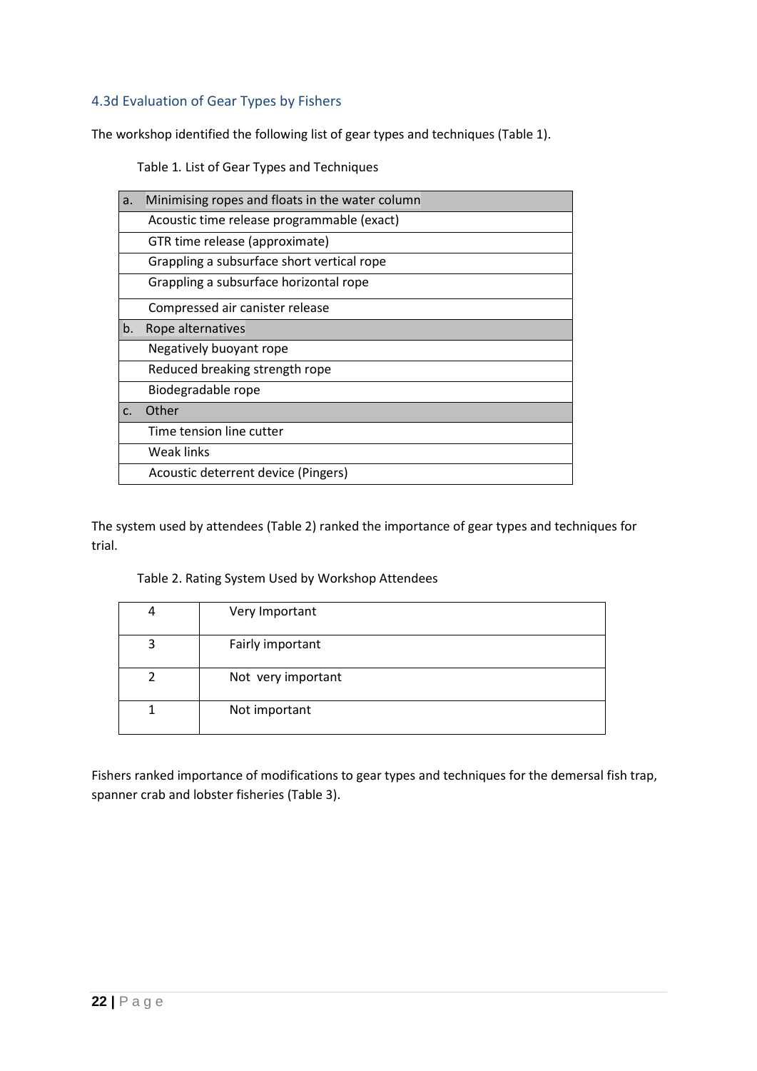### 4.3d Evaluation of Gear Types by Fishers

The workshop identified the following list of gear types and techniques (Table 1).

Table 1. List of Gear Types and Techniques

| a. Minimising ropes and floats in the water column |
|---|
| Acoustic time release programmable (exact) |
| GTR time release (approximate) |
| Grappling a subsurface short vertical rope |
| Grappling a subsurface horizontal rope |
| Compressed air canister release |
| **b. Rope alternatives** |
| Negatively buoyant rope |
| Reduced breaking strength rope |
| Biodegradable rope |
| **c. Other** |
| Time tension line cutter |
| Weak links |
| Acoustic deterrent device (Pingers) |

The system used by attendees (Table 2) ranked the importance of gear types and techniques for trial.

Table 2. Rating System Used by Workshop Attendees

| | |
|---|---|
| 4 | Very Important |
| 3 | Fairly important |
| 2 | Not very important |
| 1 | Not important |

Fishers ranked importance of modifications to gear types and techniques for the demersal fish trap, spanner crab and lobster fisheries (Table 3).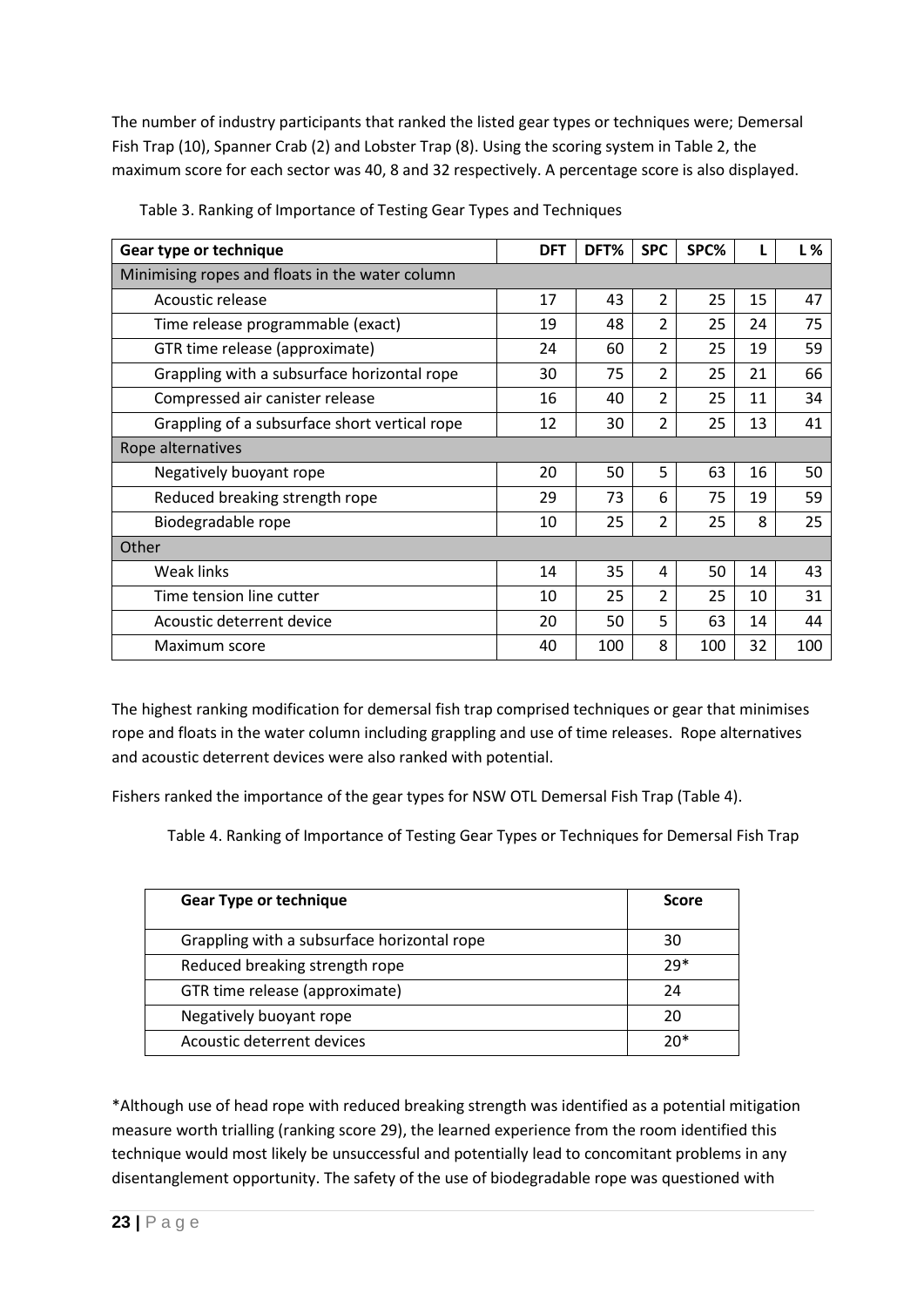The number of industry participants that ranked the listed gear types or techniques were; Demersal Fish Trap (10), Spanner Crab (2) and Lobster Trap (8). Using the scoring system in Table 2, the maximum score for each sector was 40, 8 and 32 respectively. A percentage score is also displayed.

Table 3. Ranking of Importance of Testing Gear Types and Techniques

| Gear type or technique | DFT | DFT% | SPC | SPC% | L | L % |
|---|---|---|---|---|---|---|
| Minimising ropes and floats in the water column | | | | | | |
| Acoustic release | 17 | 43 | 2 | 25 | 15 | 47 |
| Time release programmable (exact) | 19 | 48 | 2 | 25 | 24 | 75 |
| GTR time release (approximate) | 24 | 60 | 2 | 25 | 19 | 59 |
| Grappling with a subsurface horizontal rope | 30 | 75 | 2 | 25 | 21 | 66 |
| Compressed air canister release | 16 | 40 | 2 | 25 | 11 | 34 |
| Grappling of a subsurface short vertical rope | 12 | 30 | 2 | 25 | 13 | 41 |
| Rope alternatives | | | | | | |
| Negatively buoyant rope | 20 | 50 | 5 | 63 | 16 | 50 |
| Reduced breaking strength rope | 29 | 73 | 6 | 75 | 19 | 59 |
| Biodegradable rope | 10 | 25 | 2 | 25 | 8 | 25 |
| Other | | | | | | |
| Weak links | 14 | 35 | 4 | 50 | 14 | 43 |
| Time tension line cutter | 10 | 25 | 2 | 25 | 10 | 31 |
| Acoustic deterrent device | 20 | 50 | 5 | 63 | 14 | 44 |
| Maximum score | 40 | 100 | 8 | 100 | 32 | 100 |

The highest ranking modification for demersal fish trap comprised techniques or gear that minimises rope and floats in the water column including grappling and use of time releases. Rope alternatives and acoustic deterrent devices were also ranked with potential.

Fishers ranked the importance of the gear types for NSW OTL Demersal Fish Trap (Table 4).

Table 4. Ranking of Importance of Testing Gear Types or Techniques for Demersal Fish Trap

| Gear Type or technique | Score |
|---|---|
| Grappling with a subsurface horizontal rope | 30 |
| Reduced breaking strength rope | 29* |
| GTR time release (approximate) | 24 |
| Negatively buoyant rope | 20 |
| Acoustic deterrent devices | 20* |

*Although use of head rope with reduced breaking strength was identified as a potential mitigation measure worth trialling (ranking score 29), the learned experience from the room identified this technique would most likely be unsuccessful and potentially lead to concomitant problems in any disentanglement opportunity. The safety of the use of biodegradable rope was questioned with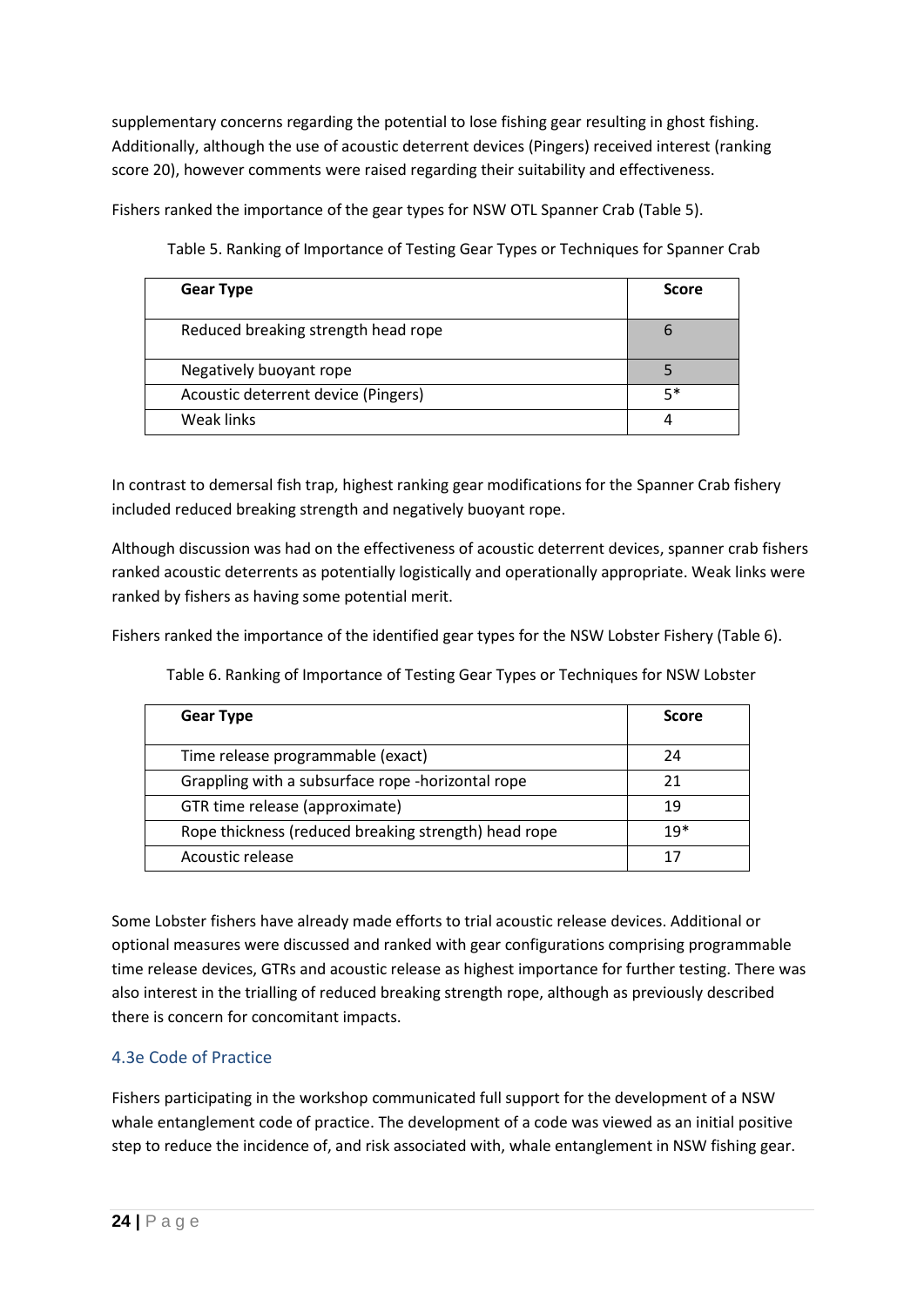supplementary concerns regarding the potential to lose fishing gear resulting in ghost fishing. Additionally, although the use of acoustic deterrent devices (Pingers) received interest (ranking score 20), however comments were raised regarding their suitability and effectiveness.

Fishers ranked the importance of the gear types for NSW OTL Spanner Crab (Table 5).

Table 5. Ranking of Importance of Testing Gear Types or Techniques for Spanner Crab

| Gear Type | Score |
|---|---|
| Reduced breaking strength head rope | 6 |
| Negatively buoyant rope | 5 |
| Acoustic deterrent device (Pingers) | 5* |
| Weak links | 4 |

In contrast to demersal fish trap, highest ranking gear modifications for the Spanner Crab fishery included reduced breaking strength and negatively buoyant rope.

Although discussion was had on the effectiveness of acoustic deterrent devices, spanner crab fishers ranked acoustic deterrents as potentially logistically and operationally appropriate. Weak links were ranked by fishers as having some potential merit.

Fishers ranked the importance of the identified gear types for the NSW Lobster Fishery (Table 6).

Table 6. Ranking of Importance of Testing Gear Types or Techniques for NSW Lobster

| Gear Type | Score |
|---|---|
| Time release programmable (exact) | 24 |
| Grappling with a subsurface rope -horizontal rope | 21 |
| GTR time release (approximate) | 19 |
| Rope thickness (reduced breaking strength) head rope | 19* |
| Acoustic release | 17 |

Some Lobster fishers have already made efforts to trial acoustic release devices. Additional or optional measures were discussed and ranked with gear configurations comprising programmable time release devices, GTRs and acoustic release as highest importance for further testing. There was also interest in the trialling of reduced breaking strength rope, although as previously described there is concern for concomitant impacts.

### 4.3e Code of Practice

Fishers participating in the workshop communicated full support for the development of a NSW whale entanglement code of practice. The development of a code was viewed as an initial positive step to reduce the incidence of, and risk associated with, whale entanglement in NSW fishing gear.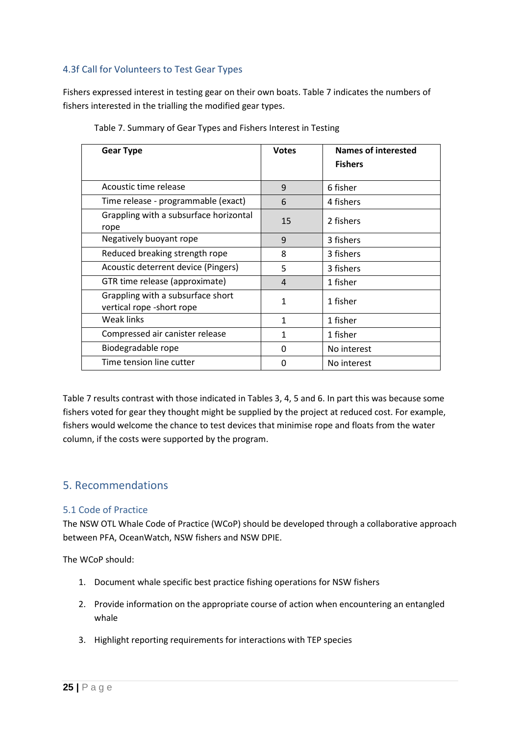### 4.3f Call for Volunteers to Test Gear Types

Fishers expressed interest in testing gear on their own boats. Table 7 indicates the numbers of fishers interested in the trialling the modified gear types.

Table 7. Summary of Gear Types and Fishers Interest in Testing

| Gear Type | Votes | Names of interested Fishers |
|---|---|---|
| Acoustic time release | 9 | 6 fisher |
| Time release - programmable (exact) | 6 | 4 fishers |
| Grappling with a subsurface horizontal rope | 15 | 2 fishers |
| Negatively buoyant rope | 9 | 3 fishers |
| Reduced breaking strength rope | 8 | 3 fishers |
| Acoustic deterrent device (Pingers) | 5 | 3 fishers |
| GTR time release (approximate) | 4 | 1 fisher |
| Grappling with a subsurface short vertical rope -short rope | 1 | 1 fisher |
| Weak links | 1 | 1 fisher |
| Compressed air canister release | 1 | 1 fisher |
| Biodegradable rope | 0 | No interest |
| Time tension line cutter | 0 | No interest |

Table 7 results contrast with those indicated in Tables 3, 4, 5 and 6. In part this was because some fishers voted for gear they thought might be supplied by the project at reduced cost. For example, fishers would welcome the chance to test devices that minimise rope and floats from the water column, if the costs were supported by the program.

## 5. Recommendations

### 5.1 Code of Practice

The NSW OTL Whale Code of Practice (WCoP) should be developed through a collaborative approach between PFA, OceanWatch, NSW fishers and NSW DPIE.

The WCoP should:

1. Document whale specific best practice fishing operations for NSW fishers
2. Provide information on the appropriate course of action when encountering an entangled whale
3. Highlight reporting requirements for interactions with TEP species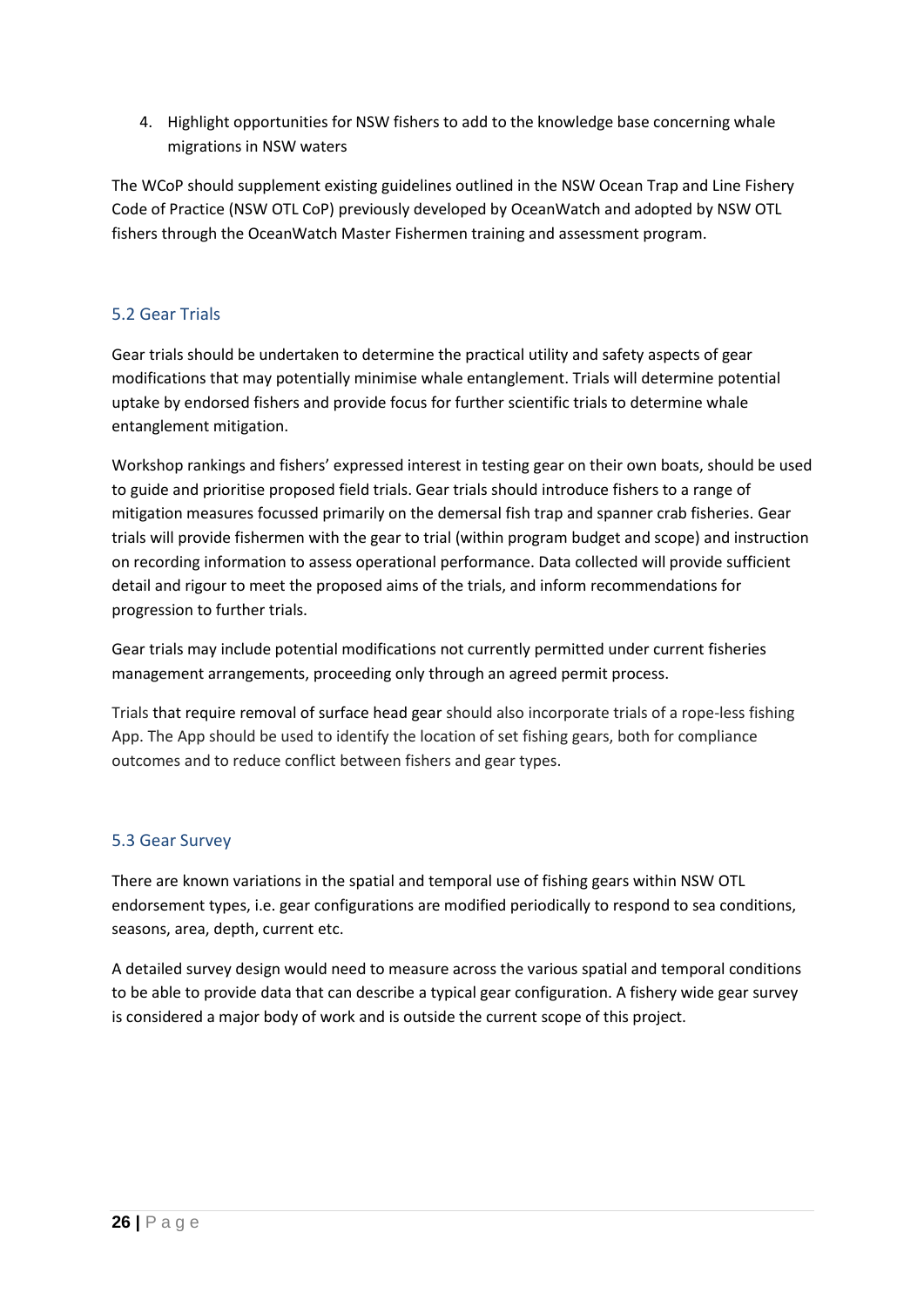4. Highlight opportunities for NSW fishers to add to the knowledge base concerning whale migrations in NSW waters

The WCoP should supplement existing guidelines outlined in the NSW Ocean Trap and Line Fishery Code of Practice (NSW OTL CoP) previously developed by OceanWatch and adopted by NSW OTL fishers through the OceanWatch Master Fishermen training and assessment program.

## 5.2 Gear Trials

Gear trials should be undertaken to determine the practical utility and safety aspects of gear modifications that may potentially minimise whale entanglement. Trials will determine potential uptake by endorsed fishers and provide focus for further scientific trials to determine whale entanglement mitigation.

Workshop rankings and fishers' expressed interest in testing gear on their own boats, should be used to guide and prioritise proposed field trials. Gear trials should introduce fishers to a range of mitigation measures focussed primarily on the demersal fish trap and spanner crab fisheries. Gear trials will provide fishermen with the gear to trial (within program budget and scope) and instruction on recording information to assess operational performance. Data collected will provide sufficient detail and rigour to meet the proposed aims of the trials, and inform recommendations for progression to further trials.

Gear trials may include potential modifications not currently permitted under current fisheries management arrangements, proceeding only through an agreed permit process.

Trials that require removal of surface head gear should also incorporate trials of a rope-less fishing App. The App should be used to identify the location of set fishing gears, both for compliance outcomes and to reduce conflict between fishers and gear types.

## 5.3 Gear Survey

There are known variations in the spatial and temporal use of fishing gears within NSW OTL endorsement types, i.e. gear configurations are modified periodically to respond to sea conditions, seasons, area, depth, current etc.

A detailed survey design would need to measure across the various spatial and temporal conditions to be able to provide data that can describe a typical gear configuration. A fishery wide gear survey is considered a major body of work and is outside the current scope of this project.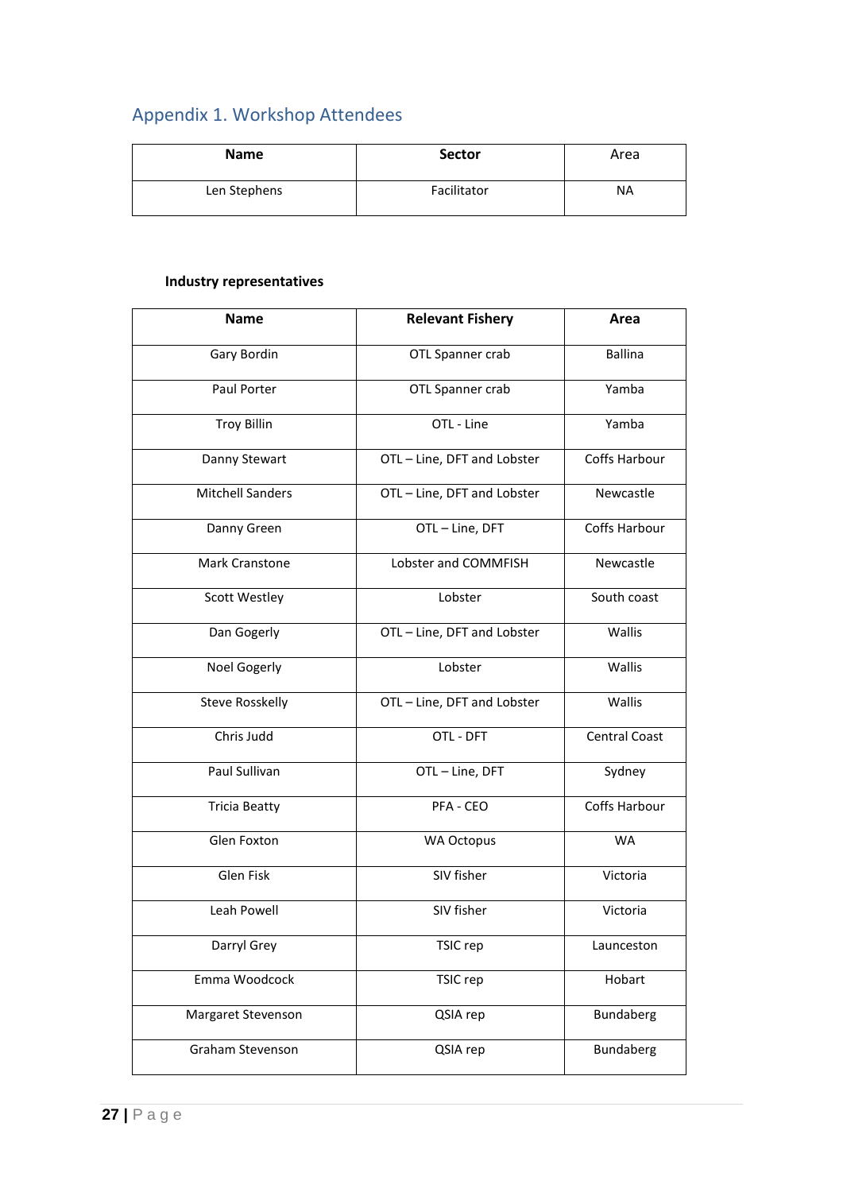## Appendix 1. Workshop Attendees

| Name | Sector | Area |
|---|---|---|
| Len Stephens | Facilitator | NA |

**Industry representatives**

| Name | Relevant Fishery | Area |
|---|---|---|
| Gary Bordin | OTL Spanner crab | Ballina |
| Paul Porter | OTL Spanner crab | Yamba |
| Troy Billin | OTL - Line | Yamba |
| Danny Stewart | OTL – Line, DFT and Lobster | Coffs Harbour |
| Mitchell Sanders | OTL – Line, DFT and Lobster | Newcastle |
| Danny Green | OTL – Line, DFT | Coffs Harbour |
| Mark Cranstone | Lobster and COMMFISH | Newcastle |
| Scott Westley | Lobster | South coast |
| Dan Gogerly | OTL – Line, DFT and Lobster | Wallis |
| Noel Gogerly | Lobster | Wallis |
| Steve Rosskelly | OTL – Line, DFT and Lobster | Wallis |
| Chris Judd | OTL - DFT | Central Coast |
| Paul Sullivan | OTL – Line, DFT | Sydney |
| Tricia Beatty | PFA - CEO | Coffs Harbour |
| Glen Foxton | WA Octopus | WA |
| Glen Fisk | SIV fisher | Victoria |
| Leah Powell | SIV fisher | Victoria |
| Darryl Grey | TSIC rep | Launceston |
| Emma Woodcock | TSIC rep | Hobart |
| Margaret Stevenson | QSIA rep | Bundaberg |
| Graham Stevenson | QSIA rep | Bundaberg |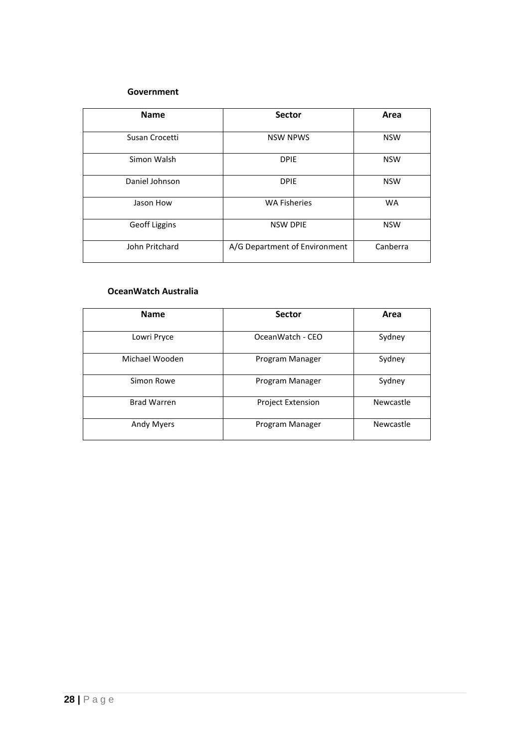**Government**

| Name | Sector | Area |
|---|---|---|
| Susan Crocetti | NSW NPWS | NSW |
| Simon Walsh | DPIE | NSW |
| Daniel Johnson | DPIE | NSW |
| Jason How | WA Fisheries | WA |
| Geoff Liggins | NSW DPIE | NSW |
| John Pritchard | A/G Department of Environment | Canberra |

**OceanWatch Australia**

| Name | Sector | Area |
|---|---|---|
| Lowri Pryce | OceanWatch - CEO | Sydney |
| Michael Wooden | Program Manager | Sydney |
| Simon Rowe | Program Manager | Sydney |
| Brad Warren | Project Extension | Newcastle |
| Andy Myers | Program Manager | Newcastle |